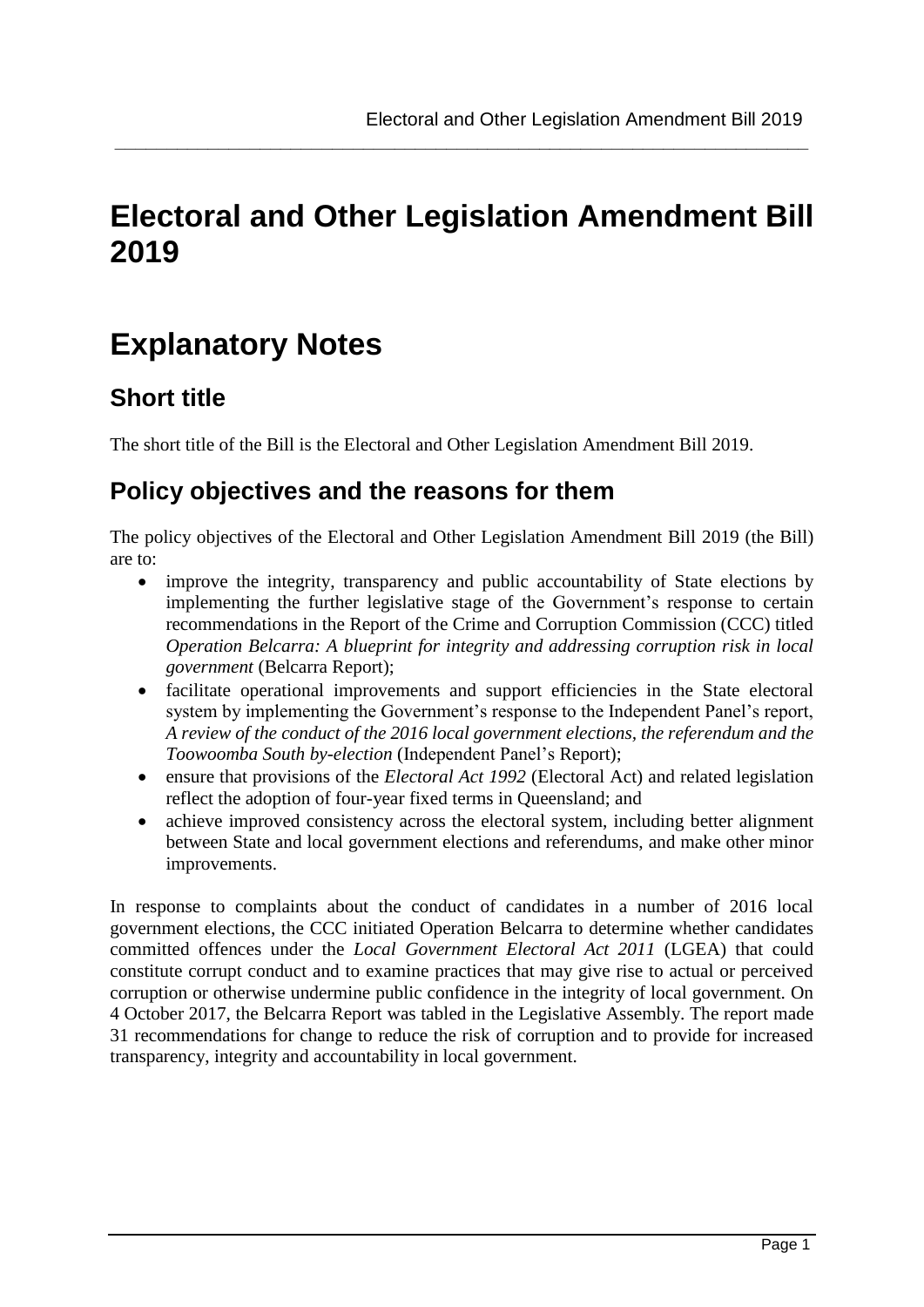# Electoral and Other Legislation Amendment Bill 2019

# Explanatory Notes

## Short title

The short title of the Bill is the Electoral and Other Legislation Amendment Bill 2019.

## Policy objectives and the reasons for them

The policy objectives of the Electoral and Other Legislation Amendment Bill 2019 (the Bill) are to:

- improve the integrity, transparency and public accountability of State elections by implementing the further legislative stage of the Government's response to certain recommendations in the Report of the Crime and Corruption Commission (CCC) titled *Operation Belcarra: A blueprint for integrity and addressing corruption risk in local government* (Belcarra Report);
- facilitate operational improvements and support efficiencies in the State electoral system by implementing the Government's response to the Independent Panel's report, *A review of the conduct of the 2016 local government elections, the referendum and the Toowoomba South by-election* (Independent Panel's Report);
- ensure that provisions of the *Electoral Act 1992* (Electoral Act) and related legislation reflect the adoption of four-year fixed terms in Queensland; and
- achieve improved consistency across the electoral system, including better alignment between State and local government elections and referendums, and make other minor improvements.

In response to complaints about the conduct of candidates in a number of 2016 local government elections, the CCC initiated Operation Belcarra to determine whether candidates committed offences under the *Local Government Electoral Act 2011* (LGEA) that could constitute corrupt conduct and to examine practices that may give rise to actual or perceived corruption or otherwise undermine public confidence in the integrity of local government. On 4 October 2017, the Belcarra Report was tabled in the Legislative Assembly. The report made 31 recommendations for change to reduce the risk of corruption and to provide for increased transparency, integrity and accountability in local government.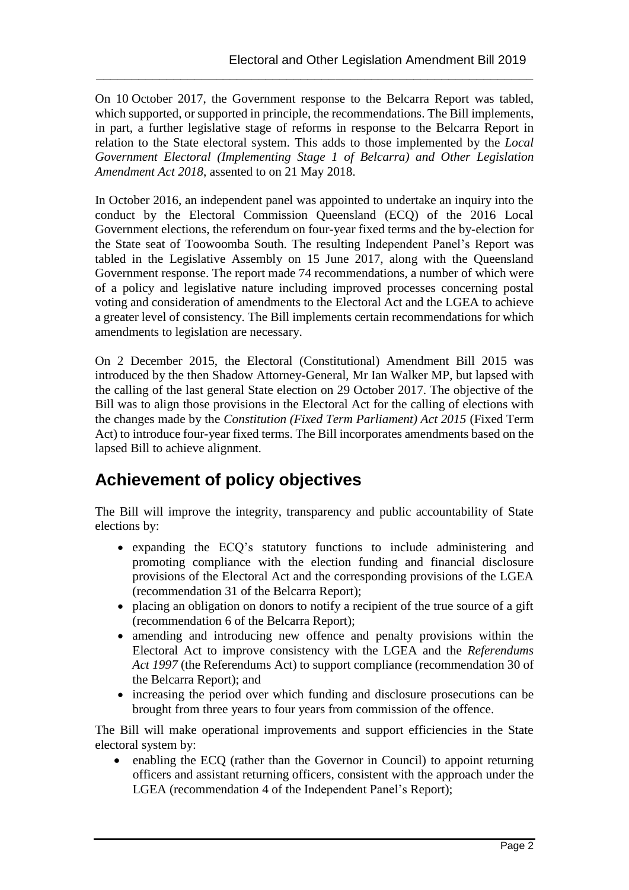On 10 October 2017, the Government response to the Belcarra Report was tabled, which supported, or supported in principle, the recommendations. The Bill implements, in part, a further legislative stage of reforms in response to the Belcarra Report in relation to the State electoral system. This adds to those implemented by the *Local Government Electoral (Implementing Stage 1 of Belcarra) and Other Legislation Amendment Act 2018*, assented to on 21 May 2018.

In October 2016, an independent panel was appointed to undertake an inquiry into the conduct by the Electoral Commission Queensland (ECQ) of the 2016 Local Government elections, the referendum on four-year fixed terms and the by-election for the State seat of Toowoomba South. The resulting Independent Panel's Report was tabled in the Legislative Assembly on 15 June 2017, along with the Queensland Government response. The report made 74 recommendations, a number of which were of a policy and legislative nature including improved processes concerning postal voting and consideration of amendments to the Electoral Act and the LGEA to achieve a greater level of consistency. The Bill implements certain recommendations for which amendments to legislation are necessary.

On 2 December 2015, the Electoral (Constitutional) Amendment Bill 2015 was introduced by the then Shadow Attorney-General, Mr Ian Walker MP, but lapsed with the calling of the last general State election on 29 October 2017. The objective of the Bill was to align those provisions in the Electoral Act for the calling of elections with the changes made by the *Constitution (Fixed Term Parliament) Act 2015* (Fixed Term Act) to introduce four-year fixed terms. The Bill incorporates amendments based on the lapsed Bill to achieve alignment.

## Achievement of policy objectives

The Bill will improve the integrity, transparency and public accountability of State elections by:

- expanding the ECQ's statutory functions to include administering and promoting compliance with the election funding and financial disclosure provisions of the Electoral Act and the corresponding provisions of the LGEA (recommendation 31 of the Belcarra Report);
- placing an obligation on donors to notify a recipient of the true source of a gift (recommendation 6 of the Belcarra Report);
- amending and introducing new offence and penalty provisions within the Electoral Act to improve consistency with the LGEA and the *Referendums Act 1997* (the Referendums Act) to support compliance (recommendation 30 of the Belcarra Report); and
- increasing the period over which funding and disclosure prosecutions can be brought from three years to four years from commission of the offence.

The Bill will make operational improvements and support efficiencies in the State electoral system by:

- enabling the ECQ (rather than the Governor in Council) to appoint returning officers and assistant returning officers, consistent with the approach under the LGEA (recommendation 4 of the Independent Panel's Report);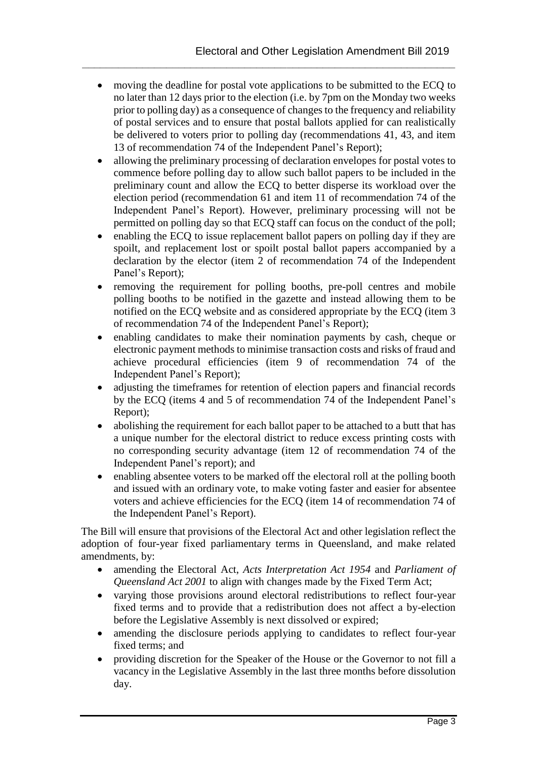- moving the deadline for postal vote applications to be submitted to the ECQ to no later than 12 days prior to the election (i.e. by 7pm on the Monday two weeks prior to polling day) as a consequence of changes to the frequency and reliability of postal services and to ensure that postal ballots applied for can realistically be delivered to voters prior to polling day (recommendations 41, 43, and item 13 of recommendation 74 of the Independent Panel's Report);
- allowing the preliminary processing of declaration envelopes for postal votes to commence before polling day to allow such ballot papers to be included in the preliminary count and allow the ECQ to better disperse its workload over the election period (recommendation 61 and item 11 of recommendation 74 of the Independent Panel's Report). However, preliminary processing will not be permitted on polling day so that ECQ staff can focus on the conduct of the poll;
- enabling the ECQ to issue replacement ballot papers on polling day if they are spoilt, and replacement lost or spoilt postal ballot papers accompanied by a declaration by the elector (item 2 of recommendation 74 of the Independent Panel's Report);
- removing the requirement for polling booths, pre-poll centres and mobile polling booths to be notified in the gazette and instead allowing them to be notified on the ECQ website and as considered appropriate by the ECQ (item 3 of recommendation 74 of the Independent Panel's Report);
- enabling candidates to make their nomination payments by cash, cheque or electronic payment methods to minimise transaction costs and risks of fraud and achieve procedural efficiencies (item 9 of recommendation 74 of the Independent Panel's Report);
- adjusting the timeframes for retention of election papers and financial records by the ECQ (items 4 and 5 of recommendation 74 of the Independent Panel's Report);
- abolishing the requirement for each ballot paper to be attached to a butt that has a unique number for the electoral district to reduce excess printing costs with no corresponding security advantage (item 12 of recommendation 74 of the Independent Panel's report); and
- enabling absentee voters to be marked off the electoral roll at the polling booth and issued with an ordinary vote, to make voting faster and easier for absentee voters and achieve efficiencies for the ECQ (item 14 of recommendation 74 of the Independent Panel's Report).

The Bill will ensure that provisions of the Electoral Act and other legislation reflect the adoption of four-year fixed parliamentary terms in Queensland, and make related amendments, by:

- amending the Electoral Act, *Acts Interpretation Act 1954* and *Parliament of Queensland Act 2001* to align with changes made by the Fixed Term Act;
- varying those provisions around electoral redistributions to reflect four-year fixed terms and to provide that a redistribution does not affect a by-election before the Legislative Assembly is next dissolved or expired;
- amending the disclosure periods applying to candidates to reflect four-year fixed terms; and
- providing discretion for the Speaker of the House or the Governor to not fill a vacancy in the Legislative Assembly in the last three months before dissolution day.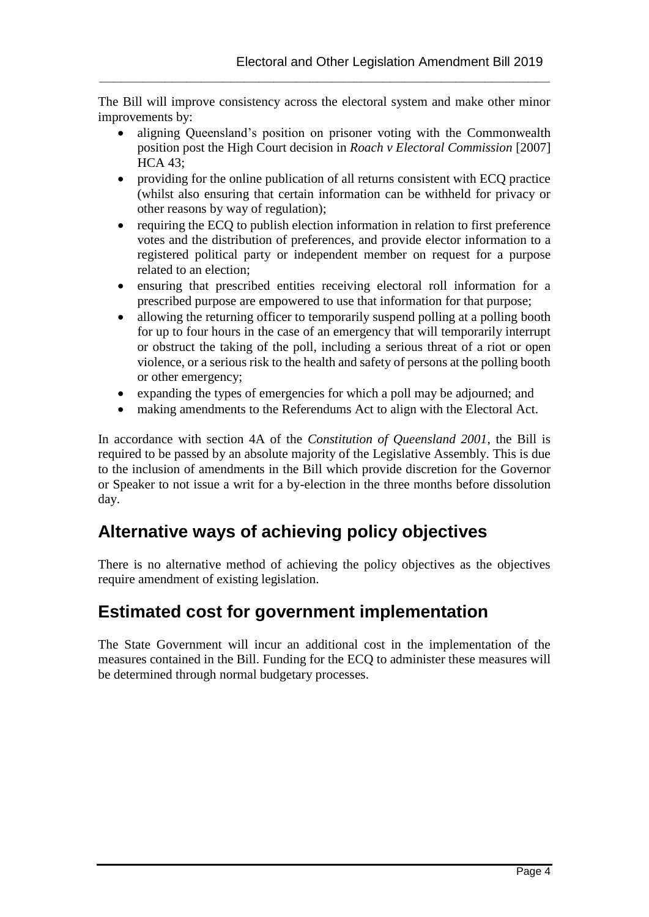The Bill will improve consistency across the electoral system and make other minor improvements by:

- aligning Queensland's position on prisoner voting with the Commonwealth position post the High Court decision in *Roach v Electoral Commission* [2007] HCA 43;
- providing for the online publication of all returns consistent with ECQ practice (whilst also ensuring that certain information can be withheld for privacy or other reasons by way of regulation);
- requiring the ECQ to publish election information in relation to first preference votes and the distribution of preferences, and provide elector information to a registered political party or independent member on request for a purpose related to an election;
- ensuring that prescribed entities receiving electoral roll information for a prescribed purpose are empowered to use that information for that purpose;
- allowing the returning officer to temporarily suspend polling at a polling booth for up to four hours in the case of an emergency that will temporarily interrupt or obstruct the taking of the poll, including a serious threat of a riot or open violence, or a serious risk to the health and safety of persons at the polling booth or other emergency;
- expanding the types of emergencies for which a poll may be adjourned; and
- making amendments to the Referendums Act to align with the Electoral Act.

In accordance with section 4A of the *Constitution of Queensland 2001*, the Bill is required to be passed by an absolute majority of the Legislative Assembly. This is due to the inclusion of amendments in the Bill which provide discretion for the Governor or Speaker to not issue a writ for a by-election in the three months before dissolution day.

## Alternative ways of achieving policy objectives

There is no alternative method of achieving the policy objectives as the objectives require amendment of existing legislation.

## Estimated cost for government implementation

The State Government will incur an additional cost in the implementation of the measures contained in the Bill. Funding for the ECQ to administer these measures will be determined through normal budgetary processes.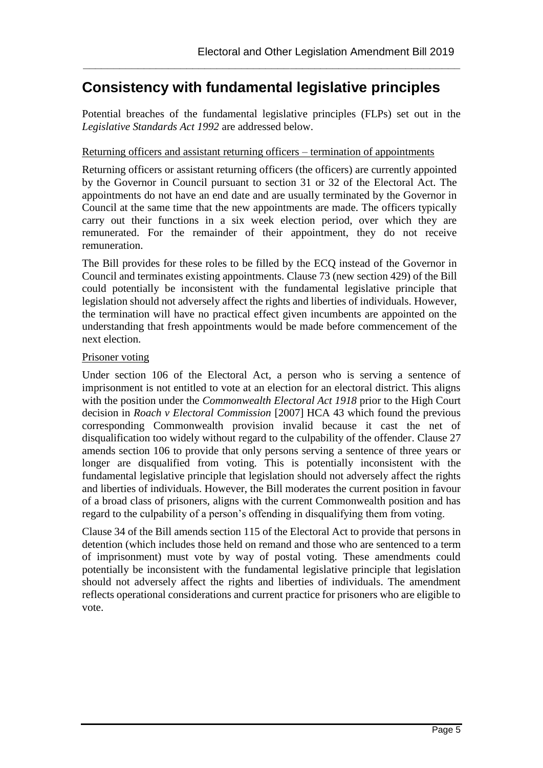# Consistency with fundamental legislative principles

Potential breaches of the fundamental legislative principles (FLPs) set out in the *Legislative Standards Act 1992* are addressed below.

Returning officers and assistant returning officers – termination of appointments

Returning officers or assistant returning officers (the officers) are currently appointed by the Governor in Council pursuant to section 31 or 32 of the Electoral Act. The appointments do not have an end date and are usually terminated by the Governor in Council at the same time that the new appointments are made. The officers typically carry out their functions in a six week election period, over which they are remunerated. For the remainder of their appointment, they do not receive remuneration.

The Bill provides for these roles to be filled by the ECQ instead of the Governor in Council and terminates existing appointments. Clause 73 (new section 429) of the Bill could potentially be inconsistent with the fundamental legislative principle that legislation should not adversely affect the rights and liberties of individuals. However, the termination will have no practical effect given incumbents are appointed on the understanding that fresh appointments would be made before commencement of the next election.

Prisoner voting

Under section 106 of the Electoral Act, a person who is serving a sentence of imprisonment is not entitled to vote at an election for an electoral district. This aligns with the position under the *Commonwealth Electoral Act 1918* prior to the High Court decision in *Roach v Electoral Commission* [2007] HCA 43 which found the previous corresponding Commonwealth provision invalid because it cast the net of disqualification too widely without regard to the culpability of the offender. Clause 27 amends section 106 to provide that only persons serving a sentence of three years or longer are disqualified from voting. This is potentially inconsistent with the fundamental legislative principle that legislation should not adversely affect the rights and liberties of individuals. However, the Bill moderates the current position in favour of a broad class of prisoners, aligns with the current Commonwealth position and has regard to the culpability of a person's offending in disqualifying them from voting.

Clause 34 of the Bill amends section 115 of the Electoral Act to provide that persons in detention (which includes those held on remand and those who are sentenced to a term of imprisonment) must vote by way of postal voting. These amendments could potentially be inconsistent with the fundamental legislative principle that legislation should not adversely affect the rights and liberties of individuals. The amendment reflects operational considerations and current practice for prisoners who are eligible to vote.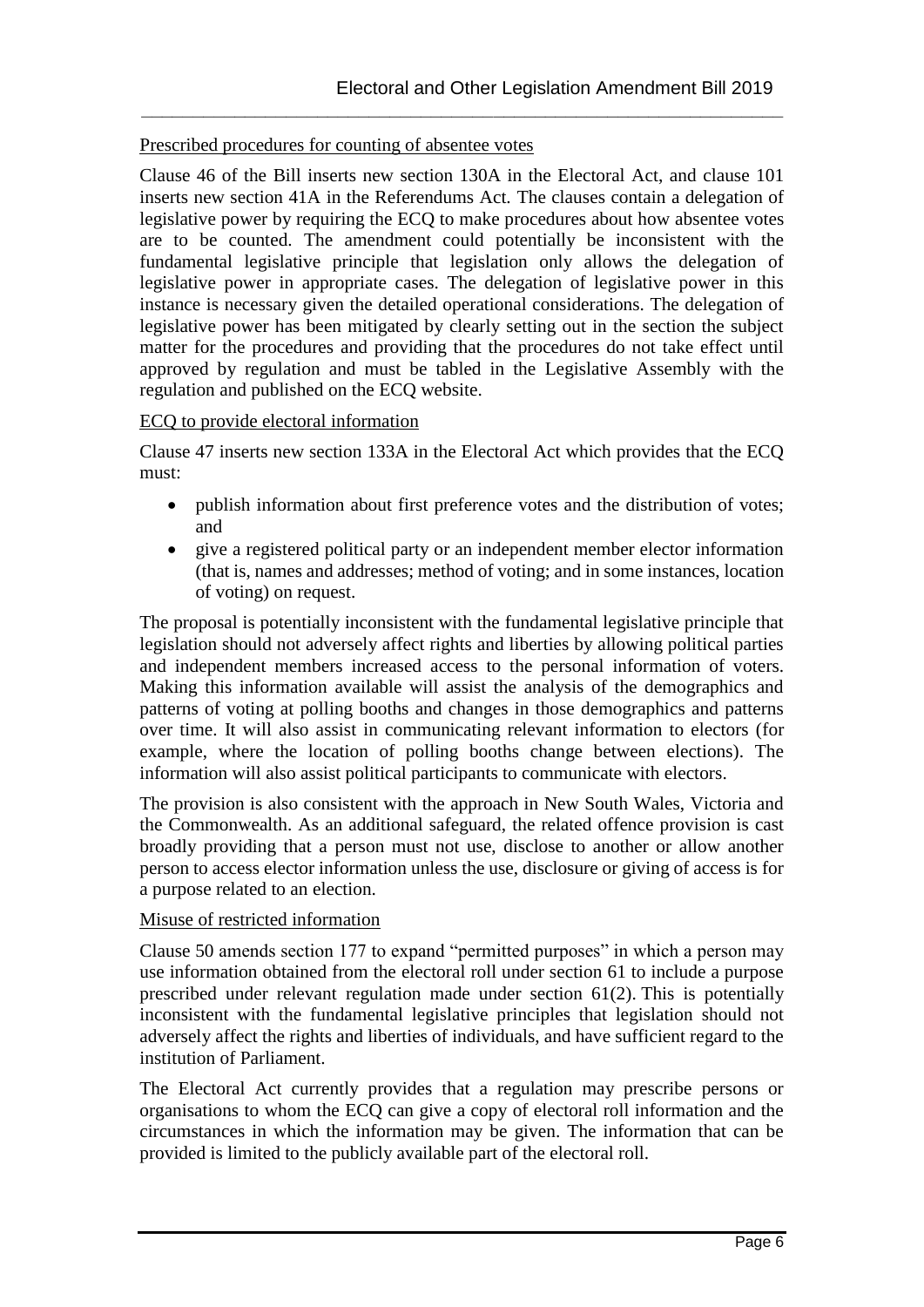Prescribed procedures for counting of absentee votes

Clause 46 of the Bill inserts new section 130A in the Electoral Act, and clause 101 inserts new section 41A in the Referendums Act. The clauses contain a delegation of legislative power by requiring the ECQ to make procedures about how absentee votes are to be counted. The amendment could potentially be inconsistent with the fundamental legislative principle that legislation only allows the delegation of legislative power in appropriate cases. The delegation of legislative power in this instance is necessary given the detailed operational considerations. The delegation of legislative power has been mitigated by clearly setting out in the section the subject matter for the procedures and providing that the procedures do not take effect until approved by regulation and must be tabled in the Legislative Assembly with the regulation and published on the ECQ website.

ECQ to provide electoral information

Clause 47 inserts new section 133A in the Electoral Act which provides that the ECQ must:

- publish information about first preference votes and the distribution of votes; and
- give a registered political party or an independent member elector information (that is, names and addresses; method of voting; and in some instances, location of voting) on request.

The proposal is potentially inconsistent with the fundamental legislative principle that legislation should not adversely affect rights and liberties by allowing political parties and independent members increased access to the personal information of voters. Making this information available will assist the analysis of the demographics and patterns of voting at polling booths and changes in those demographics and patterns over time. It will also assist in communicating relevant information to electors (for example, where the location of polling booths change between elections). The information will also assist political participants to communicate with electors.

The provision is also consistent with the approach in New South Wales, Victoria and the Commonwealth. As an additional safeguard, the related offence provision is cast broadly providing that a person must not use, disclose to another or allow another person to access elector information unless the use, disclosure or giving of access is for a purpose related to an election.

Misuse of restricted information

Clause 50 amends section 177 to expand "permitted purposes" in which a person may use information obtained from the electoral roll under section 61 to include a purpose prescribed under relevant regulation made under section 61(2). This is potentially inconsistent with the fundamental legislative principles that legislation should not adversely affect the rights and liberties of individuals, and have sufficient regard to the institution of Parliament.

The Electoral Act currently provides that a regulation may prescribe persons or organisations to whom the ECQ can give a copy of electoral roll information and the circumstances in which the information may be given. The information that can be provided is limited to the publicly available part of the electoral roll.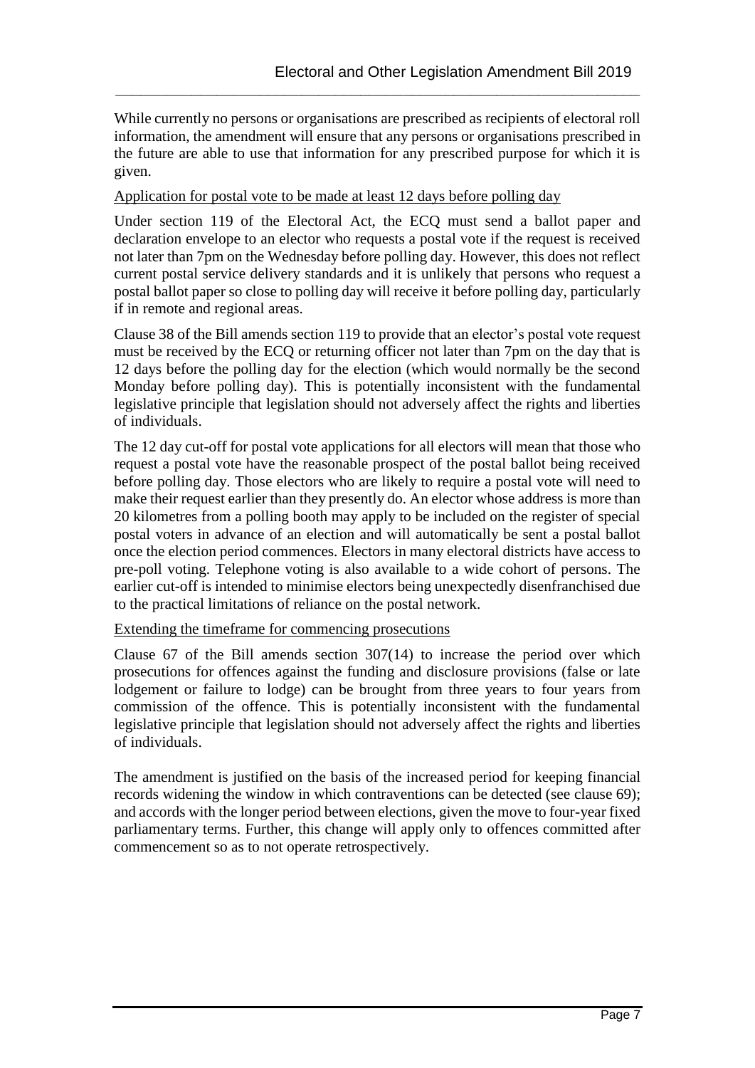While currently no persons or organisations are prescribed as recipients of electoral roll information, the amendment will ensure that any persons or organisations prescribed in the future are able to use that information for any prescribed purpose for which it is given.

<u>Application for postal vote to be made at least 12 days before polling day</u>

Under section 119 of the Electoral Act, the ECQ must send a ballot paper and declaration envelope to an elector who requests a postal vote if the request is received not later than 7pm on the Wednesday before polling day. However, this does not reflect current postal service delivery standards and it is unlikely that persons who request a postal ballot paper so close to polling day will receive it before polling day, particularly if in remote and regional areas.

Clause 38 of the Bill amends section 119 to provide that an elector's postal vote request must be received by the ECQ or returning officer not later than 7pm on the day that is 12 days before the polling day for the election (which would normally be the second Monday before polling day). This is potentially inconsistent with the fundamental legislative principle that legislation should not adversely affect the rights and liberties of individuals.

The 12 day cut-off for postal vote applications for all electors will mean that those who request a postal vote have the reasonable prospect of the postal ballot being received before polling day. Those electors who are likely to require a postal vote will need to make their request earlier than they presently do. An elector whose address is more than 20 kilometres from a polling booth may apply to be included on the register of special postal voters in advance of an election and will automatically be sent a postal ballot once the election period commences. Electors in many electoral districts have access to pre-poll voting. Telephone voting is also available to a wide cohort of persons. The earlier cut-off is intended to minimise electors being unexpectedly disenfranchised due to the practical limitations of reliance on the postal network.

<u>Extending the timeframe for commencing prosecutions</u>

Clause 67 of the Bill amends section 307(14) to increase the period over which prosecutions for offences against the funding and disclosure provisions (false or late lodgement or failure to lodge) can be brought from three years to four years from commission of the offence. This is potentially inconsistent with the fundamental legislative principle that legislation should not adversely affect the rights and liberties of individuals.

The amendment is justified on the basis of the increased period for keeping financial records widening the window in which contraventions can be detected (see clause 69); and accords with the longer period between elections, given the move to four-year fixed parliamentary terms. Further, this change will apply only to offences committed after commencement so as to not operate retrospectively.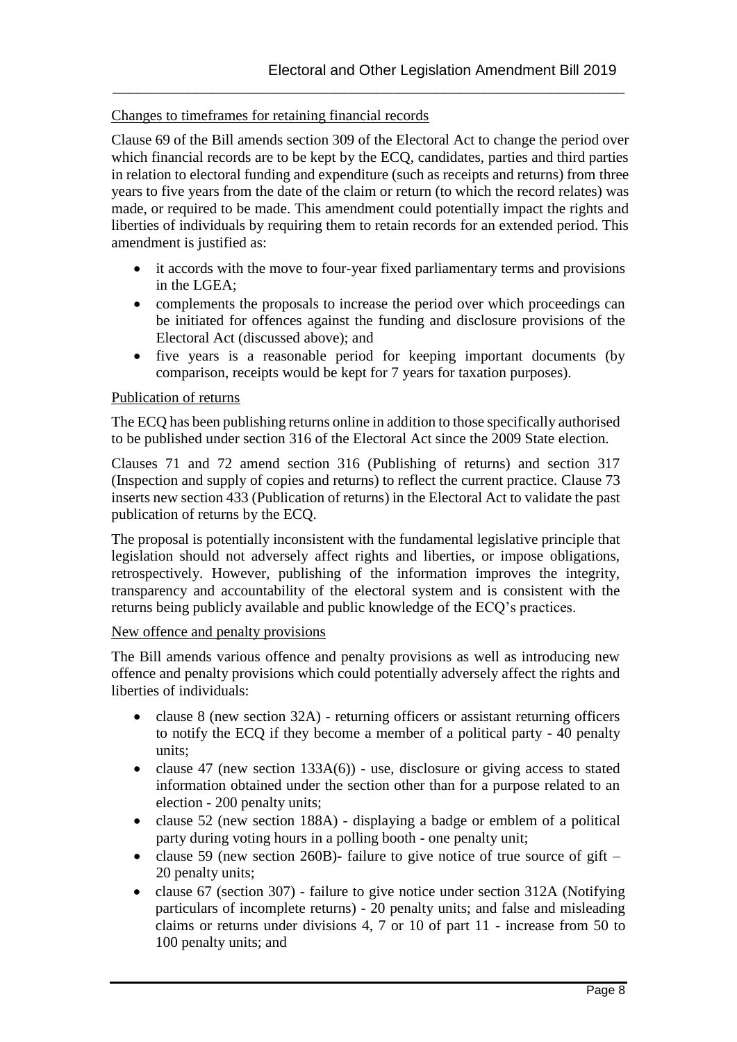Changes to timeframes for retaining financial records

Clause 69 of the Bill amends section 309 of the Electoral Act to change the period over which financial records are to be kept by the ECQ, candidates, parties and third parties in relation to electoral funding and expenditure (such as receipts and returns) from three years to five years from the date of the claim or return (to which the record relates) was made, or required to be made. This amendment could potentially impact the rights and liberties of individuals by requiring them to retain records for an extended period. This amendment is justified as:

- it accords with the move to four-year fixed parliamentary terms and provisions in the LGEA;
- complements the proposals to increase the period over which proceedings can be initiated for offences against the funding and disclosure provisions of the Electoral Act (discussed above); and
- five years is a reasonable period for keeping important documents (by comparison, receipts would be kept for 7 years for taxation purposes).

Publication of returns

The ECQ has been publishing returns online in addition to those specifically authorised to be published under section 316 of the Electoral Act since the 2009 State election.

Clauses 71 and 72 amend section 316 (Publishing of returns) and section 317 (Inspection and supply of copies and returns) to reflect the current practice. Clause 73 inserts new section 433 (Publication of returns) in the Electoral Act to validate the past publication of returns by the ECQ.

The proposal is potentially inconsistent with the fundamental legislative principle that legislation should not adversely affect rights and liberties, or impose obligations, retrospectively. However, publishing of the information improves the integrity, transparency and accountability of the electoral system and is consistent with the returns being publicly available and public knowledge of the ECQ's practices.

New offence and penalty provisions

The Bill amends various offence and penalty provisions as well as introducing new offence and penalty provisions which could potentially adversely affect the rights and liberties of individuals:

- clause 8 (new section 32A) - returning officers or assistant returning officers to notify the ECQ if they become a member of a political party - 40 penalty units;
- clause 47 (new section 133A(6)) - use, disclosure or giving access to stated information obtained under the section other than for a purpose related to an election - 200 penalty units;
- clause 52 (new section 188A) - displaying a badge or emblem of a political party during voting hours in a polling booth - one penalty unit;
- clause 59 (new section 260B)- failure to give notice of true source of gift – 20 penalty units;
- clause 67 (section 307) - failure to give notice under section 312A (Notifying particulars of incomplete returns) - 20 penalty units; and false and misleading claims or returns under divisions 4, 7 or 10 of part 11 - increase from 50 to 100 penalty units; and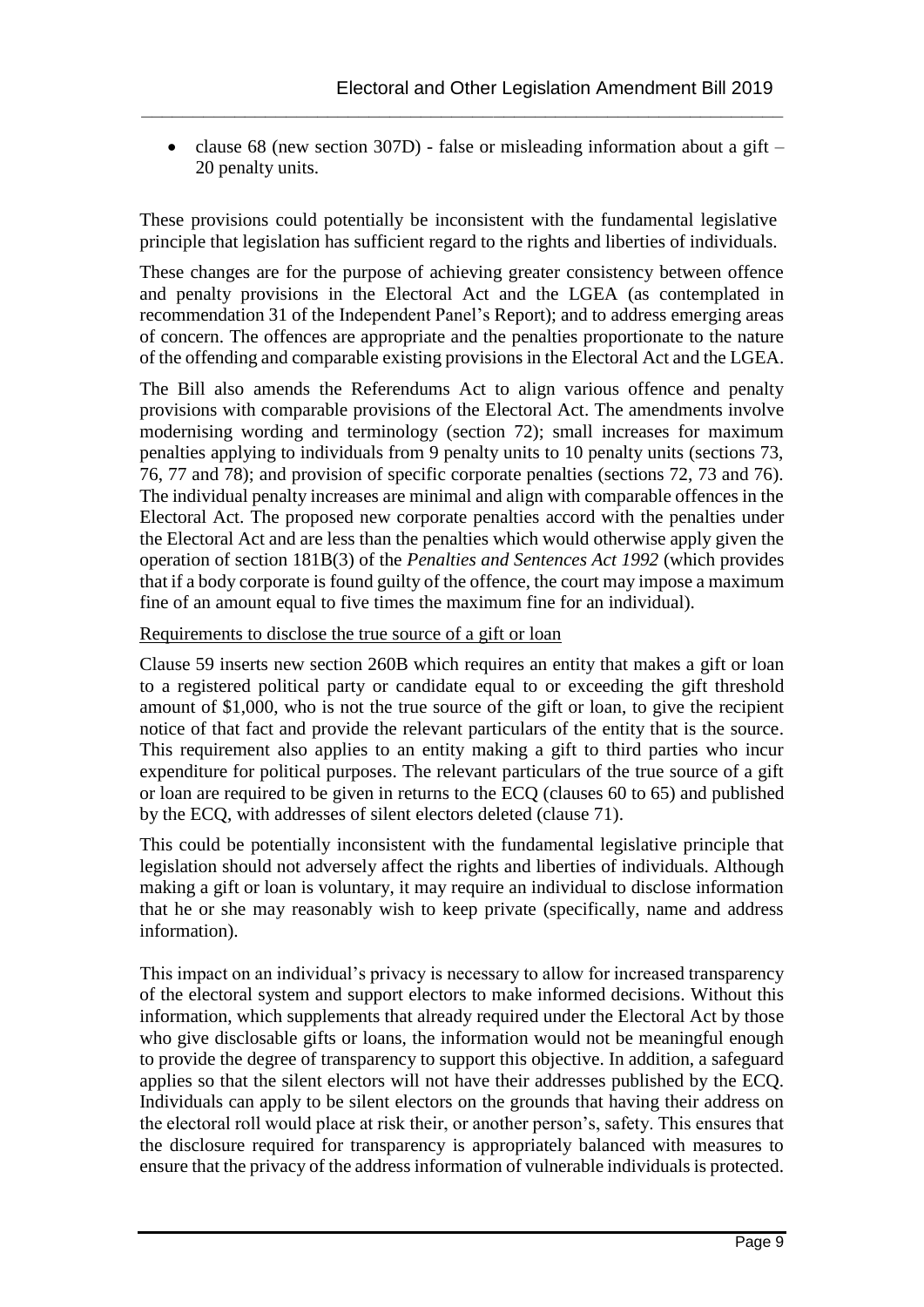- clause 68 (new section 307D) - false or misleading information about a gift – 20 penalty units.

These provisions could potentially be inconsistent with the fundamental legislative principle that legislation has sufficient regard to the rights and liberties of individuals.

These changes are for the purpose of achieving greater consistency between offence and penalty provisions in the Electoral Act and the LGEA (as contemplated in recommendation 31 of the Independent Panel's Report); and to address emerging areas of concern. The offences are appropriate and the penalties proportionate to the nature of the offending and comparable existing provisions in the Electoral Act and the LGEA.

The Bill also amends the Referendums Act to align various offence and penalty provisions with comparable provisions of the Electoral Act. The amendments involve modernising wording and terminology (section 72); small increases for maximum penalties applying to individuals from 9 penalty units to 10 penalty units (sections 73, 76, 77 and 78); and provision of specific corporate penalties (sections 72, 73 and 76). The individual penalty increases are minimal and align with comparable offences in the Electoral Act. The proposed new corporate penalties accord with the penalties under the Electoral Act and are less than the penalties which would otherwise apply given the operation of section 181B(3) of the *Penalties and Sentences Act 1992* (which provides that if a body corporate is found guilty of the offence, the court may impose a maximum fine of an amount equal to five times the maximum fine for an individual).

<u>Requirements to disclose the true source of a gift or loan</u>

Clause 59 inserts new section 260B which requires an entity that makes a gift or loan to a registered political party or candidate equal to or exceeding the gift threshold amount of $1,000, who is not the true source of the gift or loan, to give the recipient notice of that fact and provide the relevant particulars of the entity that is the source. This requirement also applies to an entity making a gift to third parties who incur expenditure for political purposes. The relevant particulars of the true source of a gift or loan are required to be given in returns to the ECQ (clauses 60 to 65) and published by the ECQ, with addresses of silent electors deleted (clause 71).

This could be potentially inconsistent with the fundamental legislative principle that legislation should not adversely affect the rights and liberties of individuals. Although making a gift or loan is voluntary, it may require an individual to disclose information that he or she may reasonably wish to keep private (specifically, name and address information).

This impact on an individual's privacy is necessary to allow for increased transparency of the electoral system and support electors to make informed decisions. Without this information, which supplements that already required under the Electoral Act by those who give disclosable gifts or loans, the information would not be meaningful enough to provide the degree of transparency to support this objective. In addition, a safeguard applies so that the silent electors will not have their addresses published by the ECQ. Individuals can apply to be silent electors on the grounds that having their address on the electoral roll would place at risk their, or another person's, safety. This ensures that the disclosure required for transparency is appropriately balanced with measures to ensure that the privacy of the address information of vulnerable individuals is protected.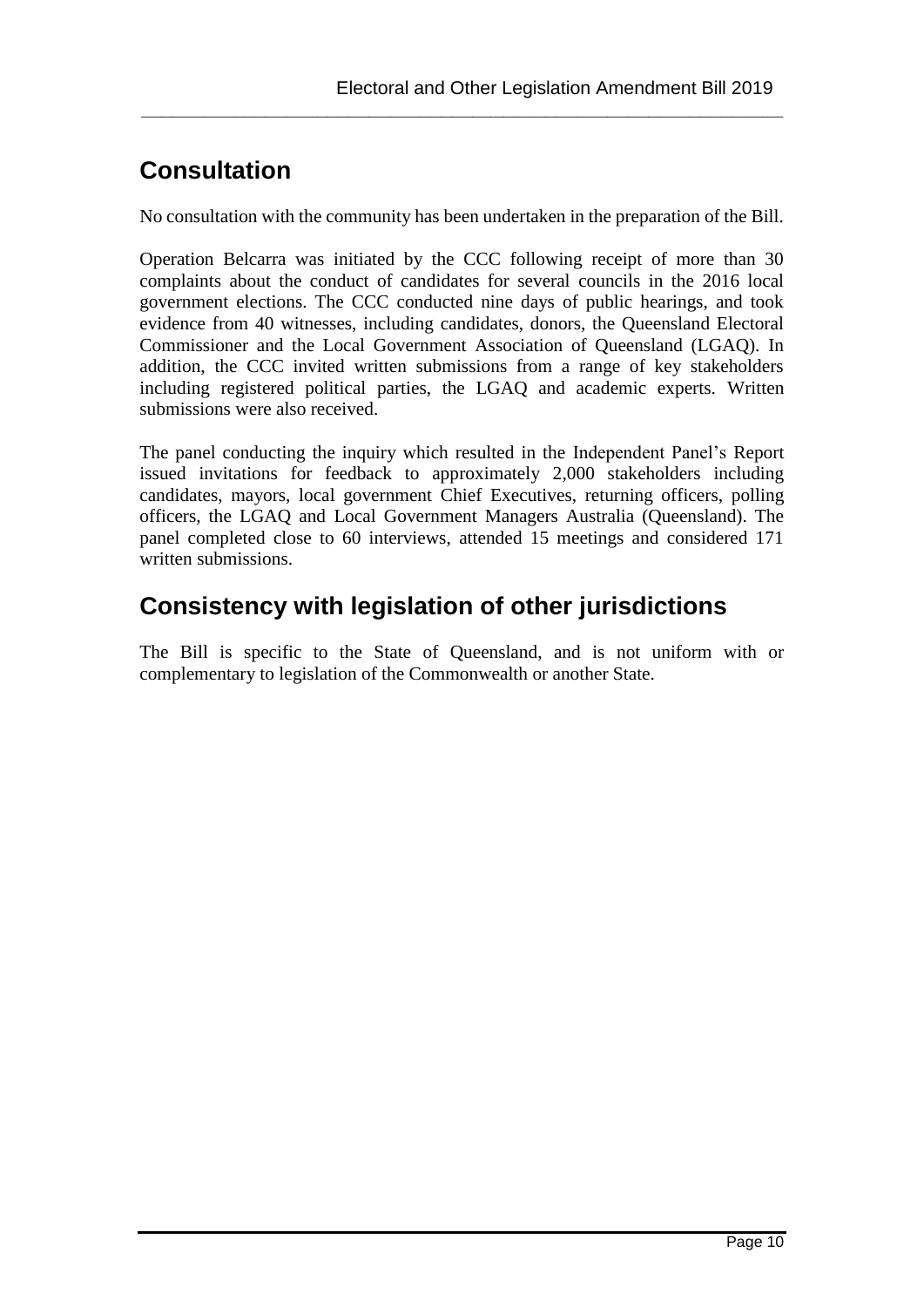## Consultation

No consultation with the community has been undertaken in the preparation of the Bill.

Operation Belcarra was initiated by the CCC following receipt of more than 30 complaints about the conduct of candidates for several councils in the 2016 local government elections. The CCC conducted nine days of public hearings, and took evidence from 40 witnesses, including candidates, donors, the Queensland Electoral Commissioner and the Local Government Association of Queensland (LGAQ). In addition, the CCC invited written submissions from a range of key stakeholders including registered political parties, the LGAQ and academic experts. Written submissions were also received.

The panel conducting the inquiry which resulted in the Independent Panel's Report issued invitations for feedback to approximately 2,000 stakeholders including candidates, mayors, local government Chief Executives, returning officers, polling officers, the LGAQ and Local Government Managers Australia (Queensland). The panel completed close to 60 interviews, attended 15 meetings and considered 171 written submissions.

## Consistency with legislation of other jurisdictions

The Bill is specific to the State of Queensland, and is not uniform with or complementary to legislation of the Commonwealth or another State.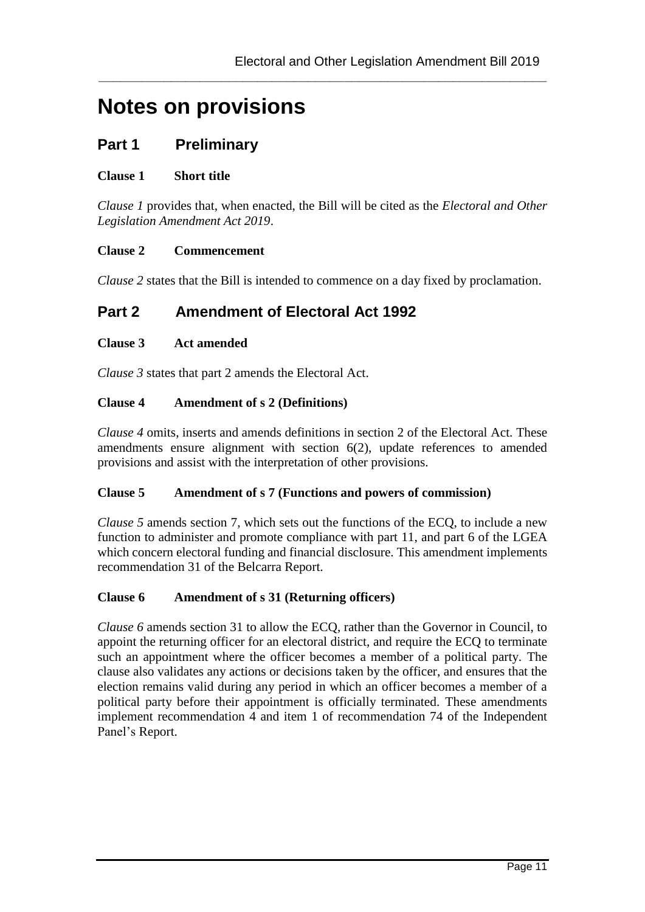# Notes on provisions

## Part 1 Preliminary

### Clause 1 Short title

*Clause 1* provides that, when enacted, the Bill will be cited as the *Electoral and Other Legislation Amendment Act 2019*.

### Clause 2 Commencement

*Clause 2* states that the Bill is intended to commence on a day fixed by proclamation.

## Part 2 Amendment of Electoral Act 1992

### Clause 3 Act amended

*Clause 3* states that part 2 amends the Electoral Act.

### Clause 4 Amendment of s 2 (Definitions)

*Clause 4* omits, inserts and amends definitions in section 2 of the Electoral Act. These amendments ensure alignment with section 6(2), update references to amended provisions and assist with the interpretation of other provisions.

### Clause 5 Amendment of s 7 (Functions and powers of commission)

*Clause 5* amends section 7, which sets out the functions of the ECQ, to include a new function to administer and promote compliance with part 11, and part 6 of the LGEA which concern electoral funding and financial disclosure. This amendment implements recommendation 31 of the Belcarra Report.

### Clause 6 Amendment of s 31 (Returning officers)

*Clause 6* amends section 31 to allow the ECQ, rather than the Governor in Council, to appoint the returning officer for an electoral district, and require the ECQ to terminate such an appointment where the officer becomes a member of a political party. The clause also validates any actions or decisions taken by the officer, and ensures that the election remains valid during any period in which an officer becomes a member of a political party before their appointment is officially terminated. These amendments implement recommendation 4 and item 1 of recommendation 74 of the Independent Panel's Report.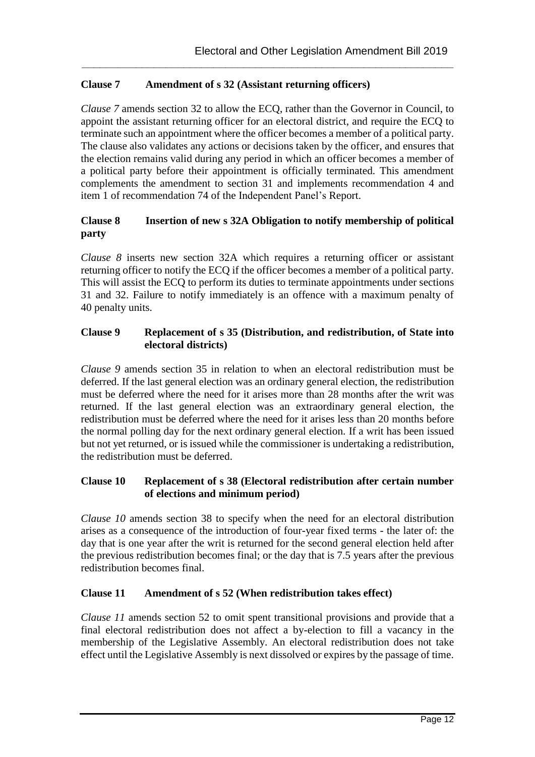### Clause 7 Amendment of s 32 (Assistant returning officers)

*Clause 7* amends section 32 to allow the ECQ, rather than the Governor in Council, to appoint the assistant returning officer for an electoral district, and require the ECQ to terminate such an appointment where the officer becomes a member of a political party. The clause also validates any actions or decisions taken by the officer, and ensures that the election remains valid during any period in which an officer becomes a member of a political party before their appointment is officially terminated. This amendment complements the amendment to section 31 and implements recommendation 4 and item 1 of recommendation 74 of the Independent Panel's Report.

### Clause 8 Insertion of new s 32A Obligation to notify membership of political party

*Clause 8* inserts new section 32A which requires a returning officer or assistant returning officer to notify the ECQ if the officer becomes a member of a political party. This will assist the ECQ to perform its duties to terminate appointments under sections 31 and 32. Failure to notify immediately is an offence with a maximum penalty of 40 penalty units.

### Clause 9 Replacement of s 35 (Distribution, and redistribution, of State into electoral districts)

*Clause 9* amends section 35 in relation to when an electoral redistribution must be deferred. If the last general election was an ordinary general election, the redistribution must be deferred where the need for it arises more than 28 months after the writ was returned. If the last general election was an extraordinary general election, the redistribution must be deferred where the need for it arises less than 20 months before the normal polling day for the next ordinary general election. If a writ has been issued but not yet returned, or is issued while the commissioner is undertaking a redistribution, the redistribution must be deferred.

### Clause 10 Replacement of s 38 (Electoral redistribution after certain number of elections and minimum period)

*Clause 10* amends section 38 to specify when the need for an electoral distribution arises as a consequence of the introduction of four-year fixed terms - the later of: the day that is one year after the writ is returned for the second general election held after the previous redistribution becomes final; or the day that is 7.5 years after the previous redistribution becomes final.

### Clause 11 Amendment of s 52 (When redistribution takes effect)

*Clause 11* amends section 52 to omit spent transitional provisions and provide that a final electoral redistribution does not affect a by-election to fill a vacancy in the membership of the Legislative Assembly. An electoral redistribution does not take effect until the Legislative Assembly is next dissolved or expires by the passage of time.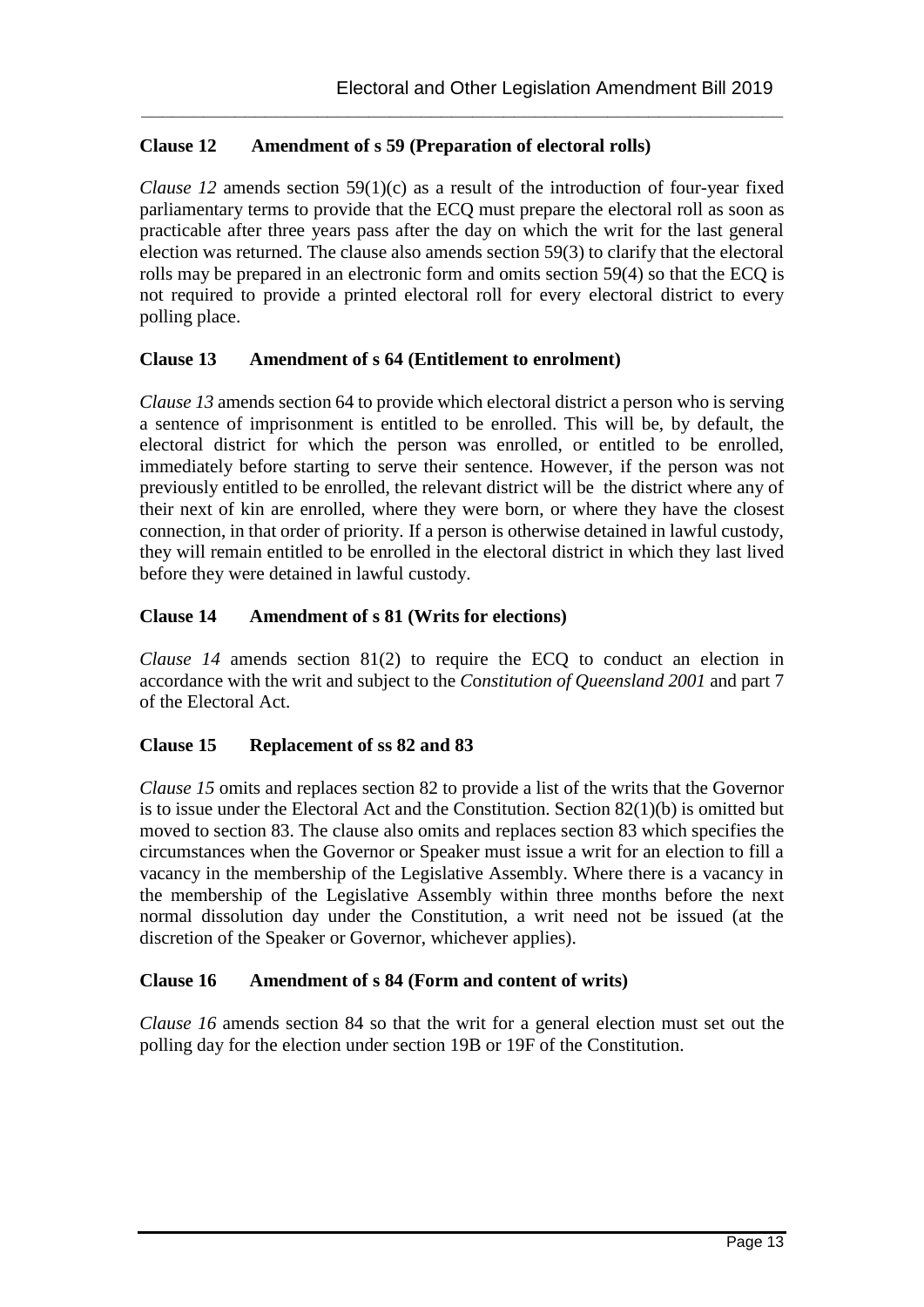### Clause 12 Amendment of s 59 (Preparation of electoral rolls)

*Clause 12* amends section 59(1)(c) as a result of the introduction of four-year fixed parliamentary terms to provide that the ECQ must prepare the electoral roll as soon as practicable after three years pass after the day on which the writ for the last general election was returned. The clause also amends section 59(3) to clarify that the electoral rolls may be prepared in an electronic form and omits section 59(4) so that the ECQ is not required to provide a printed electoral roll for every electoral district to every polling place.

### Clause 13 Amendment of s 64 (Entitlement to enrolment)

*Clause 13* amends section 64 to provide which electoral district a person who is serving a sentence of imprisonment is entitled to be enrolled. This will be, by default, the electoral district for which the person was enrolled, or entitled to be enrolled, immediately before starting to serve their sentence. However, if the person was not previously entitled to be enrolled, the relevant district will be the district where any of their next of kin are enrolled, where they were born, or where they have the closest connection, in that order of priority. If a person is otherwise detained in lawful custody, they will remain entitled to be enrolled in the electoral district in which they last lived before they were detained in lawful custody.

### Clause 14 Amendment of s 81 (Writs for elections)

*Clause 14* amends section 81(2) to require the ECQ to conduct an election in accordance with the writ and subject to the *Constitution of Queensland 2001* and part 7 of the Electoral Act.

### Clause 15 Replacement of ss 82 and 83

*Clause 15* omits and replaces section 82 to provide a list of the writs that the Governor is to issue under the Electoral Act and the Constitution. Section 82(1)(b) is omitted but moved to section 83. The clause also omits and replaces section 83 which specifies the circumstances when the Governor or Speaker must issue a writ for an election to fill a vacancy in the membership of the Legislative Assembly. Where there is a vacancy in the membership of the Legislative Assembly within three months before the next normal dissolution day under the Constitution, a writ need not be issued (at the discretion of the Speaker or Governor, whichever applies).

### Clause 16 Amendment of s 84 (Form and content of writs)

*Clause 16* amends section 84 so that the writ for a general election must set out the polling day for the election under section 19B or 19F of the Constitution.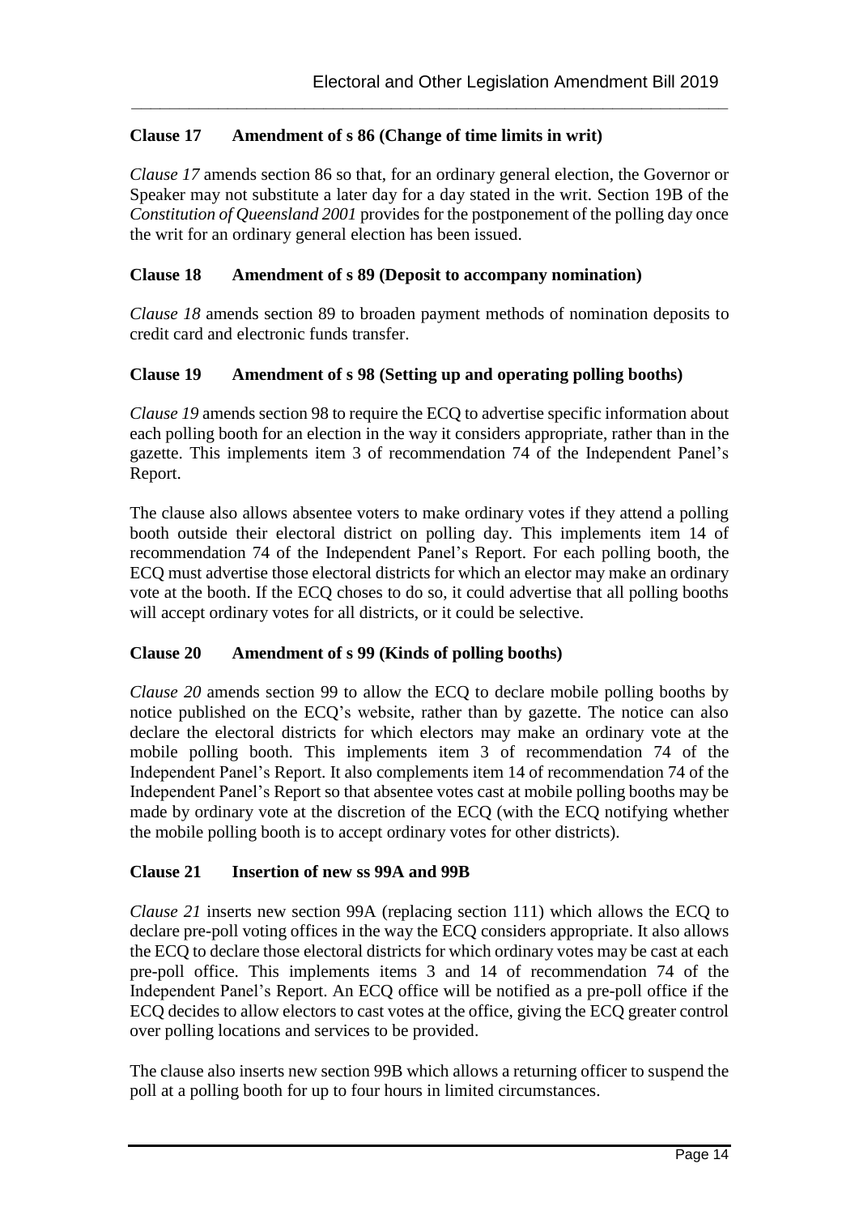### Clause 17 Amendment of s 86 (Change of time limits in writ)

*Clause 17* amends section 86 so that, for an ordinary general election, the Governor or Speaker may not substitute a later day for a day stated in the writ. Section 19B of the *Constitution of Queensland 2001* provides for the postponement of the polling day once the writ for an ordinary general election has been issued.

### Clause 18 Amendment of s 89 (Deposit to accompany nomination)

*Clause 18* amends section 89 to broaden payment methods of nomination deposits to credit card and electronic funds transfer.

### Clause 19 Amendment of s 98 (Setting up and operating polling booths)

*Clause 19* amends section 98 to require the ECQ to advertise specific information about each polling booth for an election in the way it considers appropriate, rather than in the gazette. This implements item 3 of recommendation 74 of the Independent Panel's Report.

The clause also allows absentee voters to make ordinary votes if they attend a polling booth outside their electoral district on polling day. This implements item 14 of recommendation 74 of the Independent Panel's Report. For each polling booth, the ECQ must advertise those electoral districts for which an elector may make an ordinary vote at the booth. If the ECQ choses to do so, it could advertise that all polling booths will accept ordinary votes for all districts, or it could be selective.

### Clause 20 Amendment of s 99 (Kinds of polling booths)

*Clause 20* amends section 99 to allow the ECQ to declare mobile polling booths by notice published on the ECQ's website, rather than by gazette. The notice can also declare the electoral districts for which electors may make an ordinary vote at the mobile polling booth. This implements item 3 of recommendation 74 of the Independent Panel's Report. It also complements item 14 of recommendation 74 of the Independent Panel's Report so that absentee votes cast at mobile polling booths may be made by ordinary vote at the discretion of the ECQ (with the ECQ notifying whether the mobile polling booth is to accept ordinary votes for other districts).

### Clause 21 Insertion of new ss 99A and 99B

*Clause 21* inserts new section 99A (replacing section 111) which allows the ECQ to declare pre-poll voting offices in the way the ECQ considers appropriate. It also allows the ECQ to declare those electoral districts for which ordinary votes may be cast at each pre-poll office. This implements items 3 and 14 of recommendation 74 of the Independent Panel's Report. An ECQ office will be notified as a pre-poll office if the ECQ decides to allow electors to cast votes at the office, giving the ECQ greater control over polling locations and services to be provided.

The clause also inserts new section 99B which allows a returning officer to suspend the poll at a polling booth for up to four hours in limited circumstances.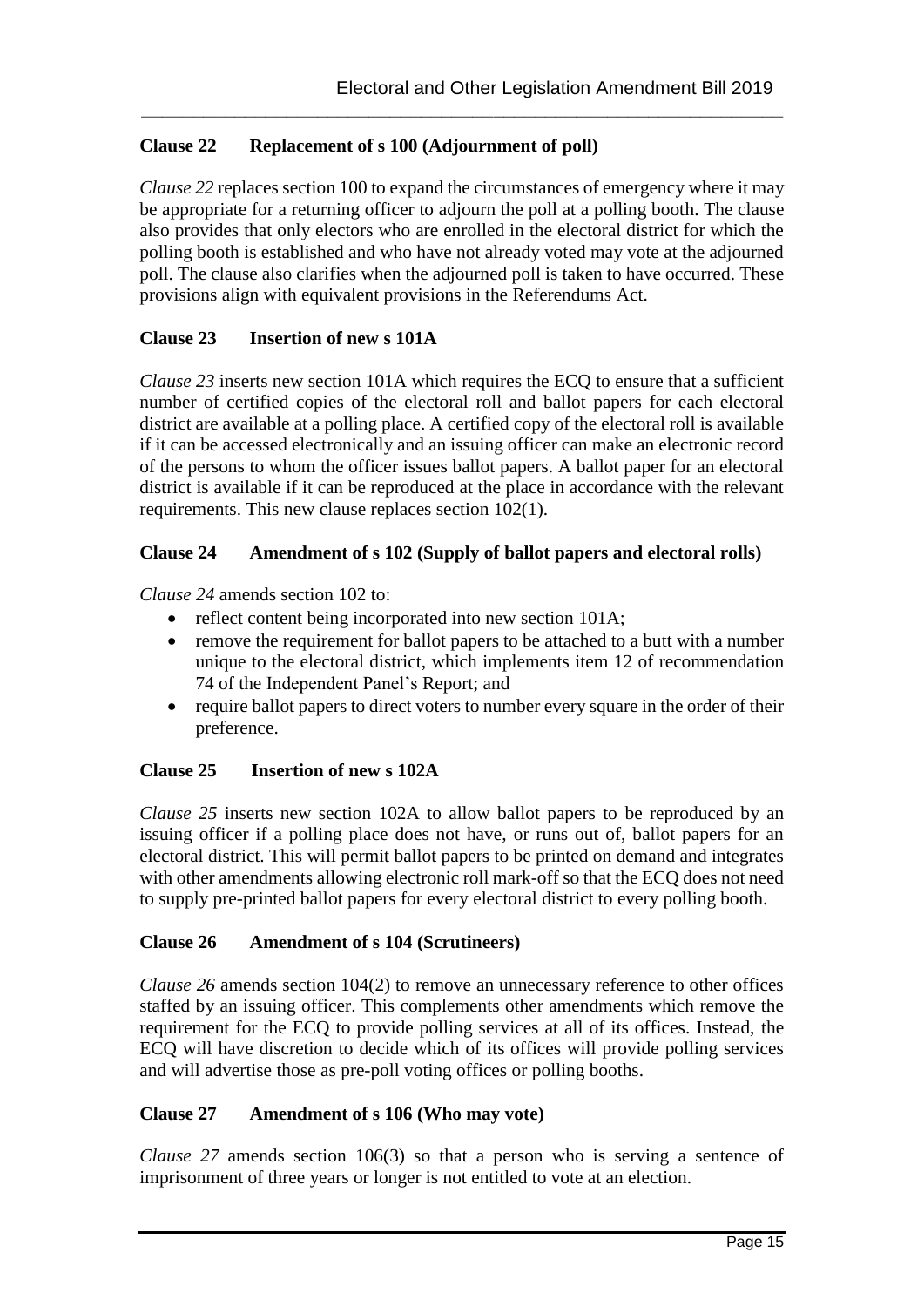### Clause 22 Replacement of s 100 (Adjournment of poll)

*Clause 22* replaces section 100 to expand the circumstances of emergency where it may be appropriate for a returning officer to adjourn the poll at a polling booth. The clause also provides that only electors who are enrolled in the electoral district for which the polling booth is established and who have not already voted may vote at the adjourned poll. The clause also clarifies when the adjourned poll is taken to have occurred. These provisions align with equivalent provisions in the Referendums Act.

### Clause 23 Insertion of new s 101A

*Clause 23* inserts new section 101A which requires the ECQ to ensure that a sufficient number of certified copies of the electoral roll and ballot papers for each electoral district are available at a polling place. A certified copy of the electoral roll is available if it can be accessed electronically and an issuing officer can make an electronic record of the persons to whom the officer issues ballot papers. A ballot paper for an electoral district is available if it can be reproduced at the place in accordance with the relevant requirements. This new clause replaces section 102(1).

### Clause 24 Amendment of s 102 (Supply of ballot papers and electoral rolls)

*Clause 24* amends section 102 to:

- reflect content being incorporated into new section 101A;
- remove the requirement for ballot papers to be attached to a butt with a number unique to the electoral district, which implements item 12 of recommendation 74 of the Independent Panel's Report; and
- require ballot papers to direct voters to number every square in the order of their preference.

### Clause 25 Insertion of new s 102A

*Clause 25* inserts new section 102A to allow ballot papers to be reproduced by an issuing officer if a polling place does not have, or runs out of, ballot papers for an electoral district. This will permit ballot papers to be printed on demand and integrates with other amendments allowing electronic roll mark-off so that the ECQ does not need to supply pre-printed ballot papers for every electoral district to every polling booth.

### Clause 26 Amendment of s 104 (Scrutineers)

*Clause 26* amends section 104(2) to remove an unnecessary reference to other offices staffed by an issuing officer. This complements other amendments which remove the requirement for the ECQ to provide polling services at all of its offices. Instead, the ECQ will have discretion to decide which of its offices will provide polling services and will advertise those as pre-poll voting offices or polling booths.

### Clause 27 Amendment of s 106 (Who may vote)

*Clause 27* amends section 106(3) so that a person who is serving a sentence of imprisonment of three years or longer is not entitled to vote at an election.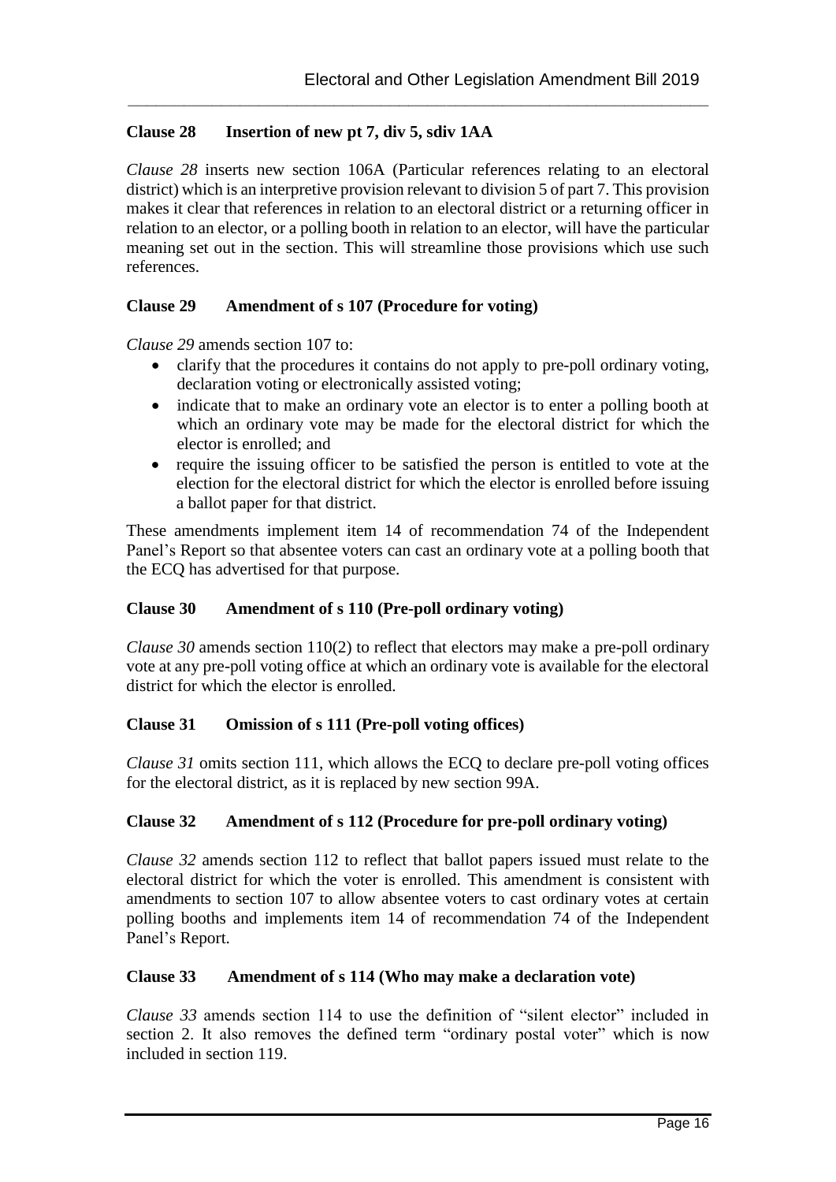### Clause 28 Insertion of new pt 7, div 5, sdiv 1AA

*Clause 28* inserts new section 106A (Particular references relating to an electoral district) which is an interpretive provision relevant to division 5 of part 7. This provision makes it clear that references in relation to an electoral district or a returning officer in relation to an elector, or a polling booth in relation to an elector, will have the particular meaning set out in the section. This will streamline those provisions which use such references.

### Clause 29 Amendment of s 107 (Procedure for voting)

*Clause 29* amends section 107 to:

- clarify that the procedures it contains do not apply to pre-poll ordinary voting, declaration voting or electronically assisted voting;
- indicate that to make an ordinary vote an elector is to enter a polling booth at which an ordinary vote may be made for the electoral district for which the elector is enrolled; and
- require the issuing officer to be satisfied the person is entitled to vote at the election for the electoral district for which the elector is enrolled before issuing a ballot paper for that district.

These amendments implement item 14 of recommendation 74 of the Independent Panel's Report so that absentee voters can cast an ordinary vote at a polling booth that the ECQ has advertised for that purpose.

### Clause 30 Amendment of s 110 (Pre-poll ordinary voting)

*Clause 30* amends section 110(2) to reflect that electors may make a pre-poll ordinary vote at any pre-poll voting office at which an ordinary vote is available for the electoral district for which the elector is enrolled.

### Clause 31 Omission of s 111 (Pre-poll voting offices)

*Clause 31* omits section 111, which allows the ECQ to declare pre-poll voting offices for the electoral district, as it is replaced by new section 99A.

### Clause 32 Amendment of s 112 (Procedure for pre-poll ordinary voting)

*Clause 32* amends section 112 to reflect that ballot papers issued must relate to the electoral district for which the voter is enrolled. This amendment is consistent with amendments to section 107 to allow absentee voters to cast ordinary votes at certain polling booths and implements item 14 of recommendation 74 of the Independent Panel's Report.

### Clause 33 Amendment of s 114 (Who may make a declaration vote)

*Clause 33* amends section 114 to use the definition of "silent elector" included in section 2. It also removes the defined term "ordinary postal voter" which is now included in section 119.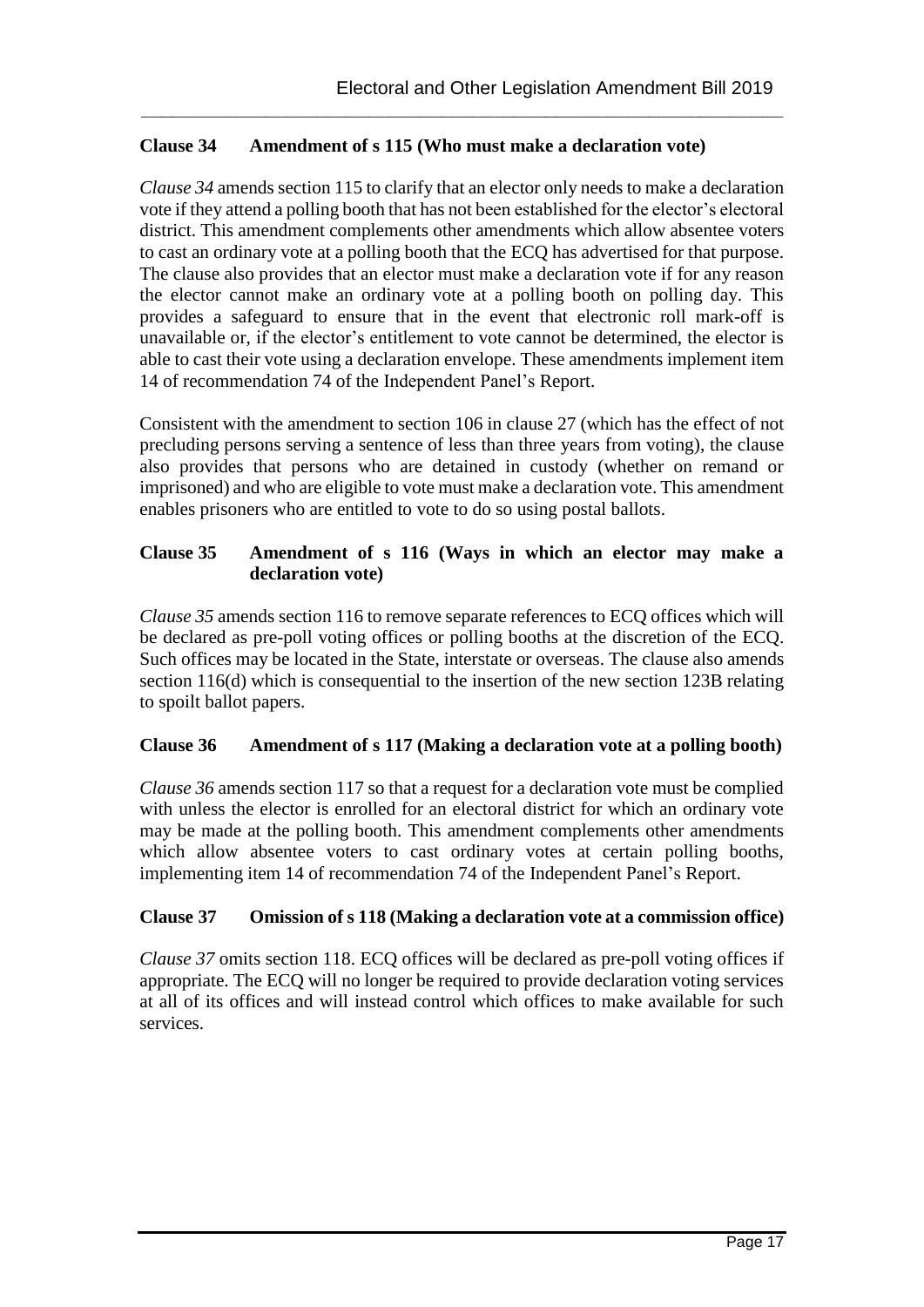### Clause 34 Amendment of s 115 (Who must make a declaration vote)

*Clause 34* amends section 115 to clarify that an elector only needs to make a declaration vote if they attend a polling booth that has not been established for the elector's electoral district. This amendment complements other amendments which allow absentee voters to cast an ordinary vote at a polling booth that the ECQ has advertised for that purpose. The clause also provides that an elector must make a declaration vote if for any reason the elector cannot make an ordinary vote at a polling booth on polling day. This provides a safeguard to ensure that in the event that electronic roll mark-off is unavailable or, if the elector's entitlement to vote cannot be determined, the elector is able to cast their vote using a declaration envelope. These amendments implement item 14 of recommendation 74 of the Independent Panel's Report.

Consistent with the amendment to section 106 in clause 27 (which has the effect of not precluding persons serving a sentence of less than three years from voting), the clause also provides that persons who are detained in custody (whether on remand or imprisoned) and who are eligible to vote must make a declaration vote. This amendment enables prisoners who are entitled to vote to do so using postal ballots.

### Clause 35 Amendment of s 116 (Ways in which an elector may make a declaration vote)

*Clause 35* amends section 116 to remove separate references to ECQ offices which will be declared as pre-poll voting offices or polling booths at the discretion of the ECQ. Such offices may be located in the State, interstate or overseas. The clause also amends section 116(d) which is consequential to the insertion of the new section 123B relating to spoilt ballot papers.

### Clause 36 Amendment of s 117 (Making a declaration vote at a polling booth)

*Clause 36* amends section 117 so that a request for a declaration vote must be complied with unless the elector is enrolled for an electoral district for which an ordinary vote may be made at the polling booth. This amendment complements other amendments which allow absentee voters to cast ordinary votes at certain polling booths, implementing item 14 of recommendation 74 of the Independent Panel's Report.

### Clause 37 Omission of s 118 (Making a declaration vote at a commission office)

*Clause 37* omits section 118. ECQ offices will be declared as pre-poll voting offices if appropriate. The ECQ will no longer be required to provide declaration voting services at all of its offices and will instead control which offices to make available for such services.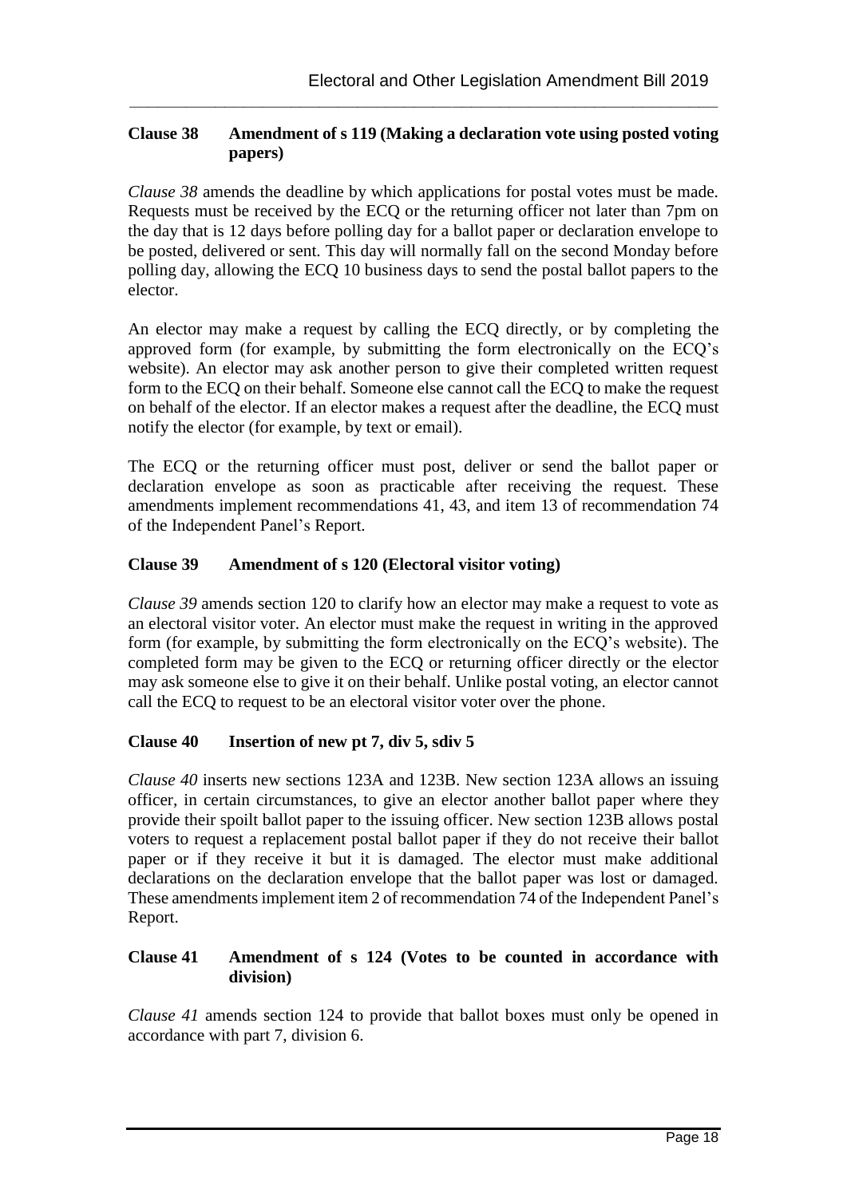**Clause 38 Amendment of s 119 (Making a declaration vote using posted voting papers)**

*Clause 38* amends the deadline by which applications for postal votes must be made. Requests must be received by the ECQ or the returning officer not later than 7pm on the day that is 12 days before polling day for a ballot paper or declaration envelope to be posted, delivered or sent. This day will normally fall on the second Monday before polling day, allowing the ECQ 10 business days to send the postal ballot papers to the elector.

An elector may make a request by calling the ECQ directly, or by completing the approved form (for example, by submitting the form electronically on the ECQ's website). An elector may ask another person to give their completed written request form to the ECQ on their behalf. Someone else cannot call the ECQ to make the request on behalf of the elector. If an elector makes a request after the deadline, the ECQ must notify the elector (for example, by text or email).

The ECQ or the returning officer must post, deliver or send the ballot paper or declaration envelope as soon as practicable after receiving the request. These amendments implement recommendations 41, 43, and item 13 of recommendation 74 of the Independent Panel's Report.

**Clause 39 Amendment of s 120 (Electoral visitor voting)**

*Clause 39* amends section 120 to clarify how an elector may make a request to vote as an electoral visitor voter. An elector must make the request in writing in the approved form (for example, by submitting the form electronically on the ECQ's website). The completed form may be given to the ECQ or returning officer directly or the elector may ask someone else to give it on their behalf. Unlike postal voting, an elector cannot call the ECQ to request to be an electoral visitor voter over the phone.

**Clause 40 Insertion of new pt 7, div 5, sdiv 5**

*Clause 40* inserts new sections 123A and 123B. New section 123A allows an issuing officer, in certain circumstances, to give an elector another ballot paper where they provide their spoilt ballot paper to the issuing officer. New section 123B allows postal voters to request a replacement postal ballot paper if they do not receive their ballot paper or if they receive it but it is damaged. The elector must make additional declarations on the declaration envelope that the ballot paper was lost or damaged. These amendments implement item 2 of recommendation 74 of the Independent Panel's Report.

**Clause 41 Amendment of s 124 (Votes to be counted in accordance with division)**

*Clause 41* amends section 124 to provide that ballot boxes must only be opened in accordance with part 7, division 6.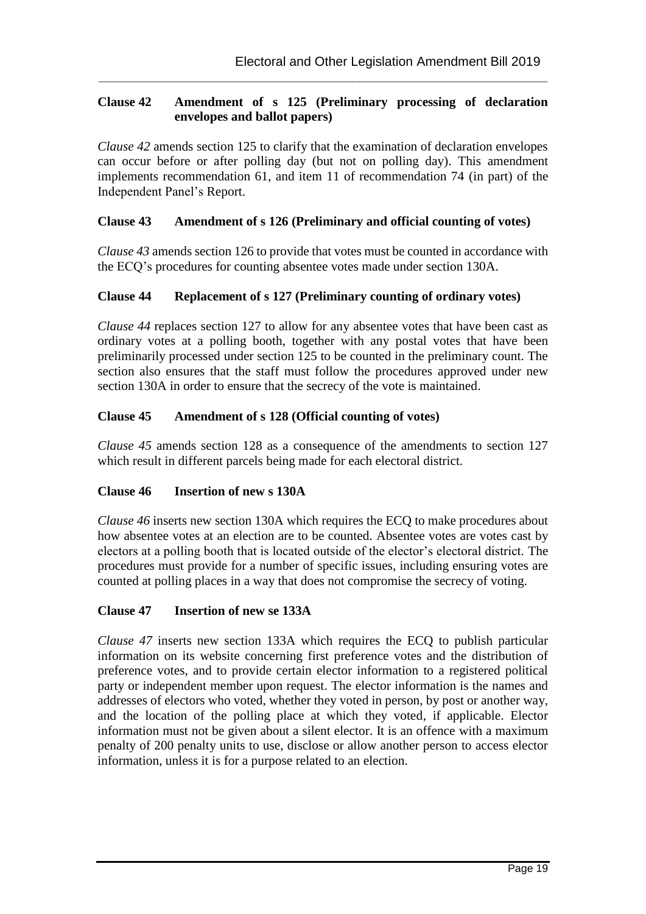### Clause 42 Amendment of s 125 (Preliminary processing of declaration envelopes and ballot papers)

*Clause 42* amends section 125 to clarify that the examination of declaration envelopes can occur before or after polling day (but not on polling day). This amendment implements recommendation 61, and item 11 of recommendation 74 (in part) of the Independent Panel's Report.

### Clause 43 Amendment of s 126 (Preliminary and official counting of votes)

*Clause 43* amends section 126 to provide that votes must be counted in accordance with the ECQ's procedures for counting absentee votes made under section 130A.

### Clause 44 Replacement of s 127 (Preliminary counting of ordinary votes)

*Clause 44* replaces section 127 to allow for any absentee votes that have been cast as ordinary votes at a polling booth, together with any postal votes that have been preliminarily processed under section 125 to be counted in the preliminary count. The section also ensures that the staff must follow the procedures approved under new section 130A in order to ensure that the secrecy of the vote is maintained.

### Clause 45 Amendment of s 128 (Official counting of votes)

*Clause 45* amends section 128 as a consequence of the amendments to section 127 which result in different parcels being made for each electoral district.

### Clause 46 Insertion of new s 130A

*Clause 46* inserts new section 130A which requires the ECQ to make procedures about how absentee votes at an election are to be counted. Absentee votes are votes cast by electors at a polling booth that is located outside of the elector's electoral district. The procedures must provide for a number of specific issues, including ensuring votes are counted at polling places in a way that does not compromise the secrecy of voting.

### Clause 47 Insertion of new se 133A

*Clause 47* inserts new section 133A which requires the ECQ to publish particular information on its website concerning first preference votes and the distribution of preference votes, and to provide certain elector information to a registered political party or independent member upon request. The elector information is the names and addresses of electors who voted, whether they voted in person, by post or another way, and the location of the polling place at which they voted, if applicable. Elector information must not be given about a silent elector. It is an offence with a maximum penalty of 200 penalty units to use, disclose or allow another person to access elector information, unless it is for a purpose related to an election.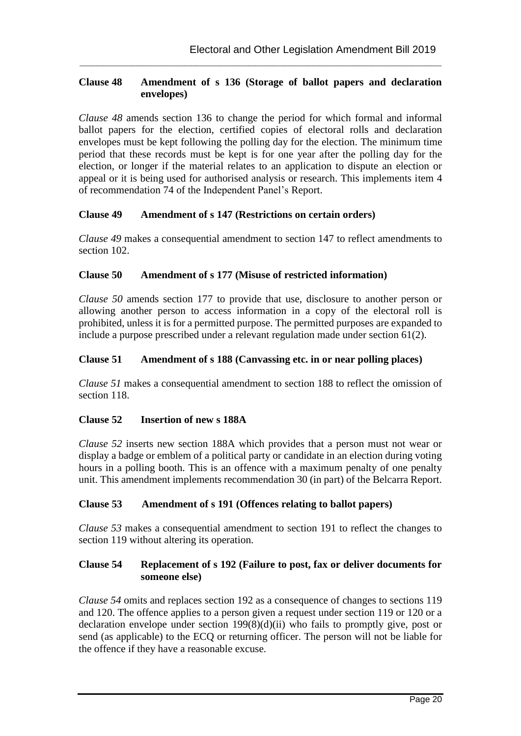**Clause 48 Amendment of s 136 (Storage of ballot papers and declaration envelopes)**

*Clause 48* amends section 136 to change the period for which formal and informal ballot papers for the election, certified copies of electoral rolls and declaration envelopes must be kept following the polling day for the election. The minimum time period that these records must be kept is for one year after the polling day for the election, or longer if the material relates to an application to dispute an election or appeal or it is being used for authorised analysis or research. This implements item 4 of recommendation 74 of the Independent Panel's Report.

**Clause 49 Amendment of s 147 (Restrictions on certain orders)**

*Clause 49* makes a consequential amendment to section 147 to reflect amendments to section 102.

**Clause 50 Amendment of s 177 (Misuse of restricted information)**

*Clause 50* amends section 177 to provide that use, disclosure to another person or allowing another person to access information in a copy of the electoral roll is prohibited, unless it is for a permitted purpose. The permitted purposes are expanded to include a purpose prescribed under a relevant regulation made under section 61(2).

**Clause 51 Amendment of s 188 (Canvassing etc. in or near polling places)**

*Clause 51* makes a consequential amendment to section 188 to reflect the omission of section 118.

**Clause 52 Insertion of new s 188A**

*Clause 52* inserts new section 188A which provides that a person must not wear or display a badge or emblem of a political party or candidate in an election during voting hours in a polling booth. This is an offence with a maximum penalty of one penalty unit. This amendment implements recommendation 30 (in part) of the Belcarra Report.

**Clause 53 Amendment of s 191 (Offences relating to ballot papers)**

*Clause 53* makes a consequential amendment to section 191 to reflect the changes to section 119 without altering its operation.

**Clause 54 Replacement of s 192 (Failure to post, fax or deliver documents for someone else)**

*Clause 54* omits and replaces section 192 as a consequence of changes to sections 119 and 120. The offence applies to a person given a request under section 119 or 120 or a declaration envelope under section 199(8)(d)(ii) who fails to promptly give, post or send (as applicable) to the ECQ or returning officer. The person will not be liable for the offence if they have a reasonable excuse.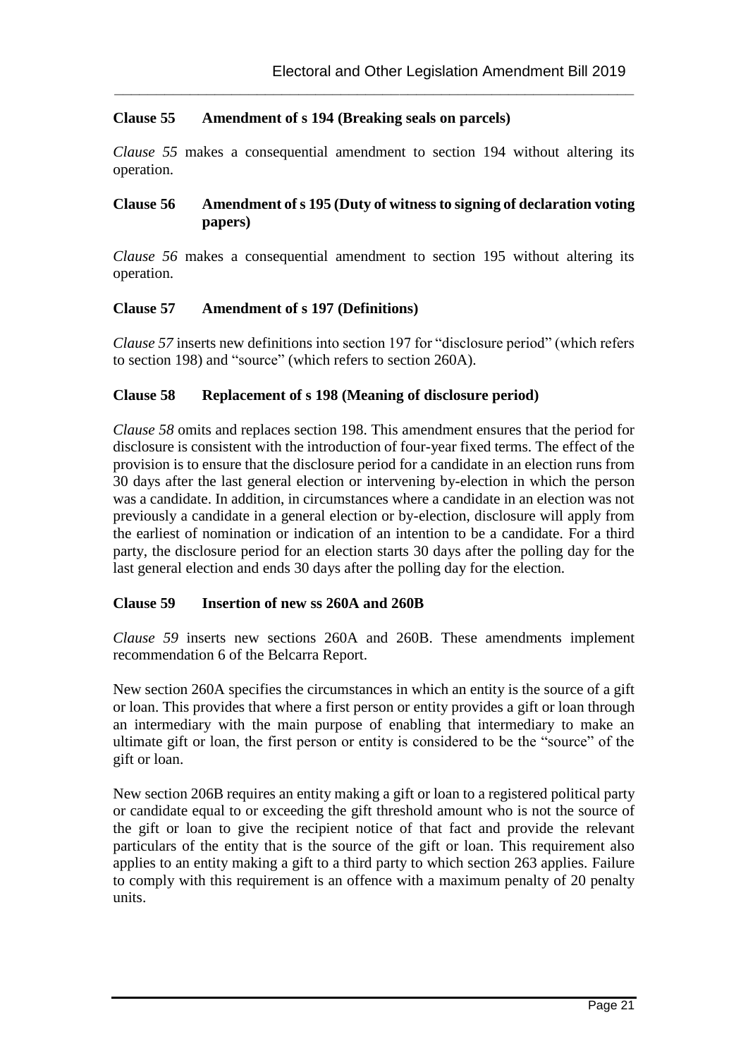### Clause 55 Amendment of s 194 (Breaking seals on parcels)

*Clause 55* makes a consequential amendment to section 194 without altering its operation.

### Clause 56 Amendment of s 195 (Duty of witness to signing of declaration voting papers)

*Clause 56* makes a consequential amendment to section 195 without altering its operation.

### Clause 57 Amendment of s 197 (Definitions)

*Clause 57* inserts new definitions into section 197 for "disclosure period" (which refers to section 198) and "source" (which refers to section 260A).

### Clause 58 Replacement of s 198 (Meaning of disclosure period)

*Clause 58* omits and replaces section 198. This amendment ensures that the period for disclosure is consistent with the introduction of four-year fixed terms. The effect of the provision is to ensure that the disclosure period for a candidate in an election runs from 30 days after the last general election or intervening by-election in which the person was a candidate. In addition, in circumstances where a candidate in an election was not previously a candidate in a general election or by-election, disclosure will apply from the earliest of nomination or indication of an intention to be a candidate. For a third party, the disclosure period for an election starts 30 days after the polling day for the last general election and ends 30 days after the polling day for the election.

### Clause 59 Insertion of new ss 260A and 260B

*Clause 59* inserts new sections 260A and 260B. These amendments implement recommendation 6 of the Belcarra Report.

New section 260A specifies the circumstances in which an entity is the source of a gift or loan. This provides that where a first person or entity provides a gift or loan through an intermediary with the main purpose of enabling that intermediary to make an ultimate gift or loan, the first person or entity is considered to be the "source" of the gift or loan.

New section 206B requires an entity making a gift or loan to a registered political party or candidate equal to or exceeding the gift threshold amount who is not the source of the gift or loan to give the recipient notice of that fact and provide the relevant particulars of the entity that is the source of the gift or loan. This requirement also applies to an entity making a gift to a third party to which section 263 applies. Failure to comply with this requirement is an offence with a maximum penalty of 20 penalty units.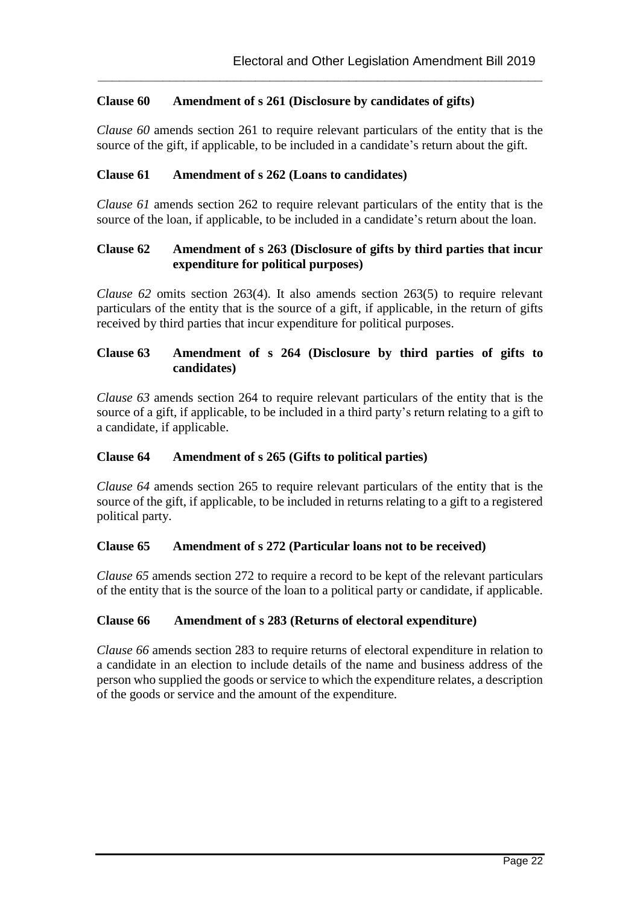#### Clause 60 Amendment of s 261 (Disclosure by candidates of gifts)

*Clause 60* amends section 261 to require relevant particulars of the entity that is the source of the gift, if applicable, to be included in a candidate's return about the gift.

#### Clause 61 Amendment of s 262 (Loans to candidates)

*Clause 61* amends section 262 to require relevant particulars of the entity that is the source of the loan, if applicable, to be included in a candidate's return about the loan.

#### Clause 62 Amendment of s 263 (Disclosure of gifts by third parties that incur expenditure for political purposes)

*Clause 62* omits section 263(4). It also amends section 263(5) to require relevant particulars of the entity that is the source of a gift, if applicable, in the return of gifts received by third parties that incur expenditure for political purposes.

#### Clause 63 Amendment of s 264 (Disclosure by third parties of gifts to candidates)

*Clause 63* amends section 264 to require relevant particulars of the entity that is the source of a gift, if applicable, to be included in a third party's return relating to a gift to a candidate, if applicable.

#### Clause 64 Amendment of s 265 (Gifts to political parties)

*Clause 64* amends section 265 to require relevant particulars of the entity that is the source of the gift, if applicable, to be included in returns relating to a gift to a registered political party.

#### Clause 65 Amendment of s 272 (Particular loans not to be received)

*Clause 65* amends section 272 to require a record to be kept of the relevant particulars of the entity that is the source of the loan to a political party or candidate, if applicable.

#### Clause 66 Amendment of s 283 (Returns of electoral expenditure)

*Clause 66* amends section 283 to require returns of electoral expenditure in relation to a candidate in an election to include details of the name and business address of the person who supplied the goods or service to which the expenditure relates, a description of the goods or service and the amount of the expenditure.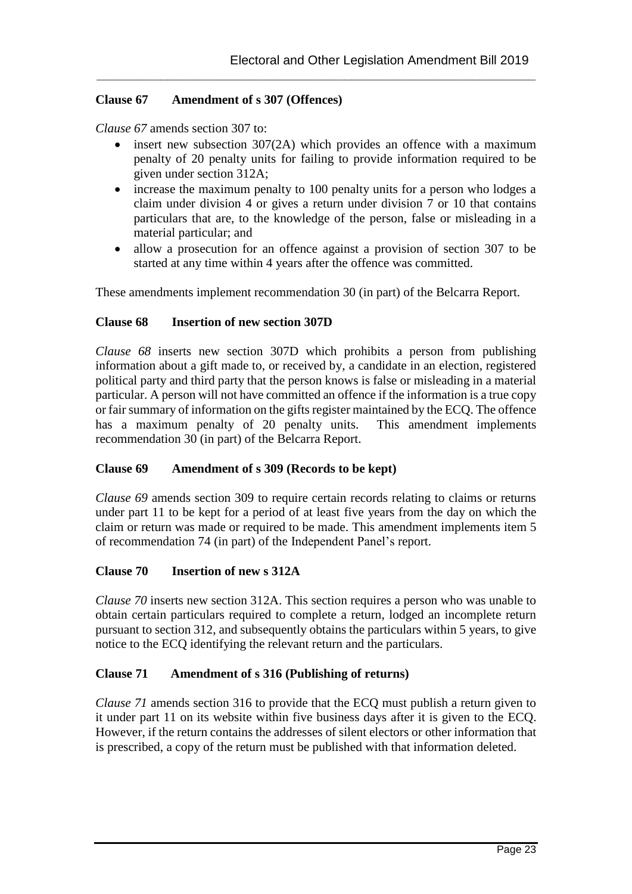**Clause 67 Amendment of s 307 (Offences)**

*Clause 67* amends section 307 to:

- insert new subsection 307(2A) which provides an offence with a maximum penalty of 20 penalty units for failing to provide information required to be given under section 312A;
- increase the maximum penalty to 100 penalty units for a person who lodges a claim under division 4 or gives a return under division 7 or 10 that contains particulars that are, to the knowledge of the person, false or misleading in a material particular; and
- allow a prosecution for an offence against a provision of section 307 to be started at any time within 4 years after the offence was committed.

These amendments implement recommendation 30 (in part) of the Belcarra Report.

**Clause 68 Insertion of new section 307D**

*Clause 68* inserts new section 307D which prohibits a person from publishing information about a gift made to, or received by, a candidate in an election, registered political party and third party that the person knows is false or misleading in a material particular. A person will not have committed an offence if the information is a true copy or fair summary of information on the gifts register maintained by the ECQ. The offence has a maximum penalty of 20 penalty units. This amendment implements recommendation 30 (in part) of the Belcarra Report.

**Clause 69 Amendment of s 309 (Records to be kept)**

*Clause 69* amends section 309 to require certain records relating to claims or returns under part 11 to be kept for a period of at least five years from the day on which the claim or return was made or required to be made. This amendment implements item 5 of recommendation 74 (in part) of the Independent Panel's report.

**Clause 70 Insertion of new s 312A**

*Clause 70* inserts new section 312A. This section requires a person who was unable to obtain certain particulars required to complete a return, lodged an incomplete return pursuant to section 312, and subsequently obtains the particulars within 5 years, to give notice to the ECQ identifying the relevant return and the particulars.

**Clause 71 Amendment of s 316 (Publishing of returns)**

*Clause 71* amends section 316 to provide that the ECQ must publish a return given to it under part 11 on its website within five business days after it is given to the ECQ. However, if the return contains the addresses of silent electors or other information that is prescribed, a copy of the return must be published with that information deleted.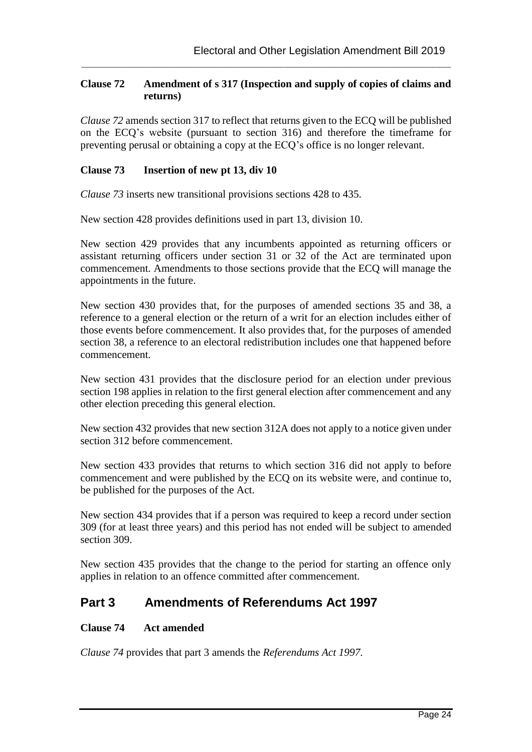**Clause 72 Amendment of s 317 (Inspection and supply of copies of claims and returns)**

*Clause 72* amends section 317 to reflect that returns given to the ECQ will be published on the ECQ's website (pursuant to section 316) and therefore the timeframe for preventing perusal or obtaining a copy at the ECQ's office is no longer relevant.

**Clause 73 Insertion of new pt 13, div 10**

*Clause 73* inserts new transitional provisions sections 428 to 435.

New section 428 provides definitions used in part 13, division 10.

New section 429 provides that any incumbents appointed as returning officers or assistant returning officers under section 31 or 32 of the Act are terminated upon commencement. Amendments to those sections provide that the ECQ will manage the appointments in the future.

New section 430 provides that, for the purposes of amended sections 35 and 38, a reference to a general election or the return of a writ for an election includes either of those events before commencement. It also provides that, for the purposes of amended section 38, a reference to an electoral redistribution includes one that happened before commencement.

New section 431 provides that the disclosure period for an election under previous section 198 applies in relation to the first general election after commencement and any other election preceding this general election.

New section 432 provides that new section 312A does not apply to a notice given under section 312 before commencement.

New section 433 provides that returns to which section 316 did not apply to before commencement and were published by the ECQ on its website were, and continue to, be published for the purposes of the Act.

New section 434 provides that if a person was required to keep a record under section 309 (for at least three years) and this period has not ended will be subject to amended section 309.

New section 435 provides that the change to the period for starting an offence only applies in relation to an offence committed after commencement.

## Part 3 Amendments of Referendums Act 1997

**Clause 74 Act amended**

*Clause 74* provides that part 3 amends the *Referendums Act 1997*.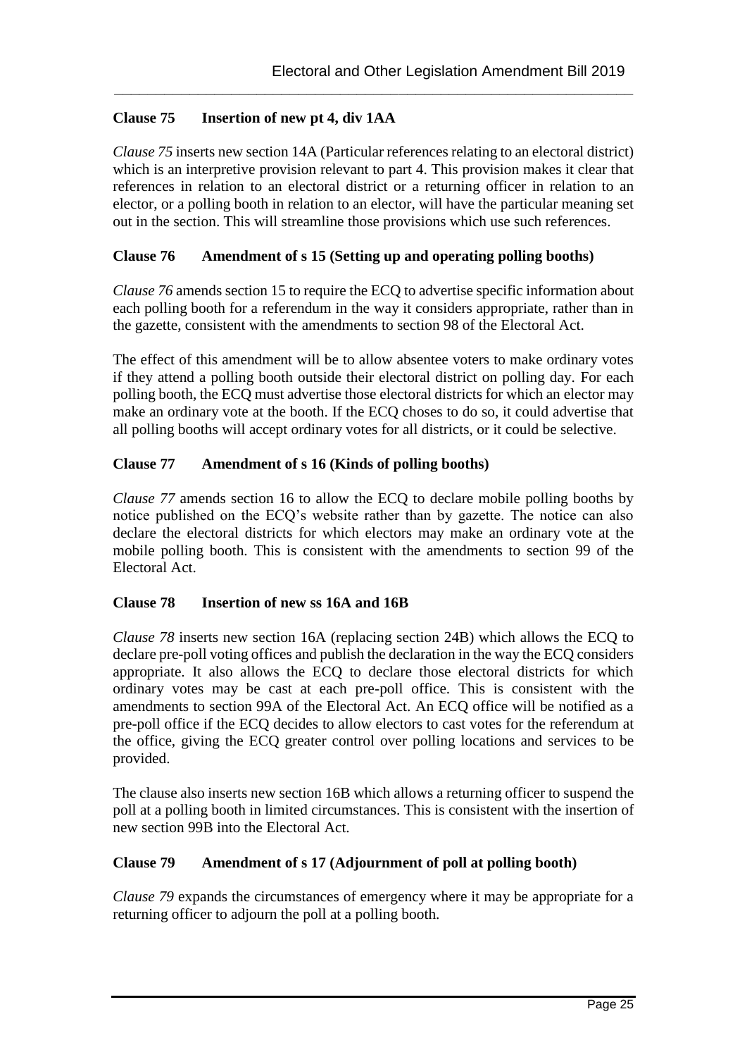### Clause 75 Insertion of new pt 4, div 1AA

*Clause 75* inserts new section 14A (Particular references relating to an electoral district) which is an interpretive provision relevant to part 4. This provision makes it clear that references in relation to an electoral district or a returning officer in relation to an elector, or a polling booth in relation to an elector, will have the particular meaning set out in the section. This will streamline those provisions which use such references.

### Clause 76 Amendment of s 15 (Setting up and operating polling booths)

*Clause 76* amends section 15 to require the ECQ to advertise specific information about each polling booth for a referendum in the way it considers appropriate, rather than in the gazette, consistent with the amendments to section 98 of the Electoral Act.

The effect of this amendment will be to allow absentee voters to make ordinary votes if they attend a polling booth outside their electoral district on polling day. For each polling booth, the ECQ must advertise those electoral districts for which an elector may make an ordinary vote at the booth. If the ECQ choses to do so, it could advertise that all polling booths will accept ordinary votes for all districts, or it could be selective.

### Clause 77 Amendment of s 16 (Kinds of polling booths)

*Clause 77* amends section 16 to allow the ECQ to declare mobile polling booths by notice published on the ECQ's website rather than by gazette. The notice can also declare the electoral districts for which electors may make an ordinary vote at the mobile polling booth. This is consistent with the amendments to section 99 of the Electoral Act.

### Clause 78 Insertion of new ss 16A and 16B

*Clause 78* inserts new section 16A (replacing section 24B) which allows the ECQ to declare pre-poll voting offices and publish the declaration in the way the ECQ considers appropriate. It also allows the ECQ to declare those electoral districts for which ordinary votes may be cast at each pre-poll office. This is consistent with the amendments to section 99A of the Electoral Act. An ECQ office will be notified as a pre-poll office if the ECQ decides to allow electors to cast votes for the referendum at the office, giving the ECQ greater control over polling locations and services to be provided.

The clause also inserts new section 16B which allows a returning officer to suspend the poll at a polling booth in limited circumstances. This is consistent with the insertion of new section 99B into the Electoral Act.

### Clause 79 Amendment of s 17 (Adjournment of poll at polling booth)

*Clause 79* expands the circumstances of emergency where it may be appropriate for a returning officer to adjourn the poll at a polling booth.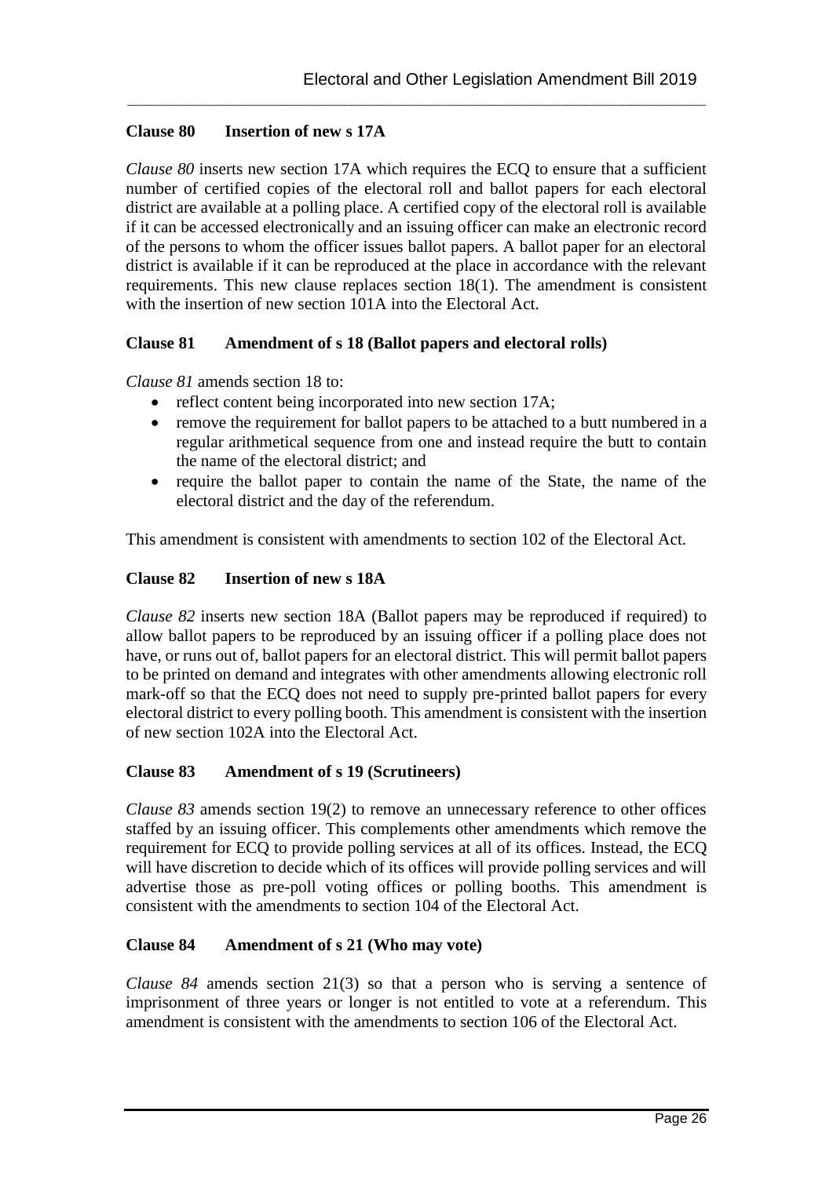**Clause 80 Insertion of new s 17A**

*Clause 80* inserts new section 17A which requires the ECQ to ensure that a sufficient number of certified copies of the electoral roll and ballot papers for each electoral district are available at a polling place. A certified copy of the electoral roll is available if it can be accessed electronically and an issuing officer can make an electronic record of the persons to whom the officer issues ballot papers. A ballot paper for an electoral district is available if it can be reproduced at the place in accordance with the relevant requirements. This new clause replaces section 18(1). The amendment is consistent with the insertion of new section 101A into the Electoral Act.

**Clause 81 Amendment of s 18 (Ballot papers and electoral rolls)**

*Clause 81* amends section 18 to:

- reflect content being incorporated into new section 17A;
- remove the requirement for ballot papers to be attached to a butt numbered in a regular arithmetical sequence from one and instead require the butt to contain the name of the electoral district; and
- require the ballot paper to contain the name of the State, the name of the electoral district and the day of the referendum.

This amendment is consistent with amendments to section 102 of the Electoral Act.

**Clause 82 Insertion of new s 18A**

*Clause 82* inserts new section 18A (Ballot papers may be reproduced if required) to allow ballot papers to be reproduced by an issuing officer if a polling place does not have, or runs out of, ballot papers for an electoral district. This will permit ballot papers to be printed on demand and integrates with other amendments allowing electronic roll mark-off so that the ECQ does not need to supply pre-printed ballot papers for every electoral district to every polling booth. This amendment is consistent with the insertion of new section 102A into the Electoral Act.

**Clause 83 Amendment of s 19 (Scrutineers)**

*Clause 83* amends section 19(2) to remove an unnecessary reference to other offices staffed by an issuing officer. This complements other amendments which remove the requirement for ECQ to provide polling services at all of its offices. Instead, the ECQ will have discretion to decide which of its offices will provide polling services and will advertise those as pre-poll voting offices or polling booths. This amendment is consistent with the amendments to section 104 of the Electoral Act.

**Clause 84 Amendment of s 21 (Who may vote)**

*Clause 84* amends section 21(3) so that a person who is serving a sentence of imprisonment of three years or longer is not entitled to vote at a referendum. This amendment is consistent with the amendments to section 106 of the Electoral Act.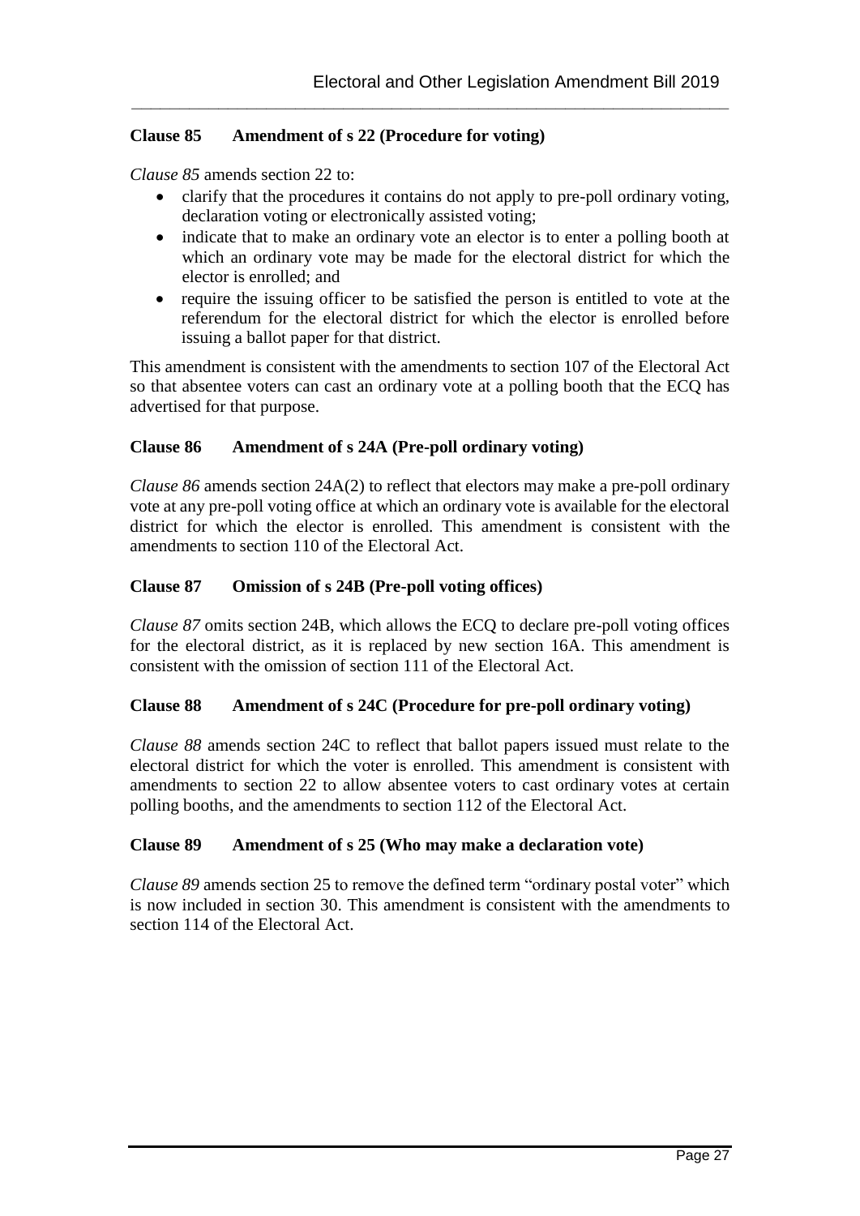### Clause 85 Amendment of s 22 (Procedure for voting)

*Clause 85* amends section 22 to:

- clarify that the procedures it contains do not apply to pre-poll ordinary voting, declaration voting or electronically assisted voting;
- indicate that to make an ordinary vote an elector is to enter a polling booth at which an ordinary vote may be made for the electoral district for which the elector is enrolled; and
- require the issuing officer to be satisfied the person is entitled to vote at the referendum for the electoral district for which the elector is enrolled before issuing a ballot paper for that district.

This amendment is consistent with the amendments to section 107 of the Electoral Act so that absentee voters can cast an ordinary vote at a polling booth that the ECQ has advertised for that purpose.

### Clause 86 Amendment of s 24A (Pre-poll ordinary voting)

*Clause 86* amends section 24A(2) to reflect that electors may make a pre-poll ordinary vote at any pre-poll voting office at which an ordinary vote is available for the electoral district for which the elector is enrolled. This amendment is consistent with the amendments to section 110 of the Electoral Act.

### Clause 87 Omission of s 24B (Pre-poll voting offices)

*Clause 87* omits section 24B, which allows the ECQ to declare pre-poll voting offices for the electoral district, as it is replaced by new section 16A. This amendment is consistent with the omission of section 111 of the Electoral Act.

### Clause 88 Amendment of s 24C (Procedure for pre-poll ordinary voting)

*Clause 88* amends section 24C to reflect that ballot papers issued must relate to the electoral district for which the voter is enrolled. This amendment is consistent with amendments to section 22 to allow absentee voters to cast ordinary votes at certain polling booths, and the amendments to section 112 of the Electoral Act.

### Clause 89 Amendment of s 25 (Who may make a declaration vote)

*Clause 89* amends section 25 to remove the defined term "ordinary postal voter" which is now included in section 30. This amendment is consistent with the amendments to section 114 of the Electoral Act.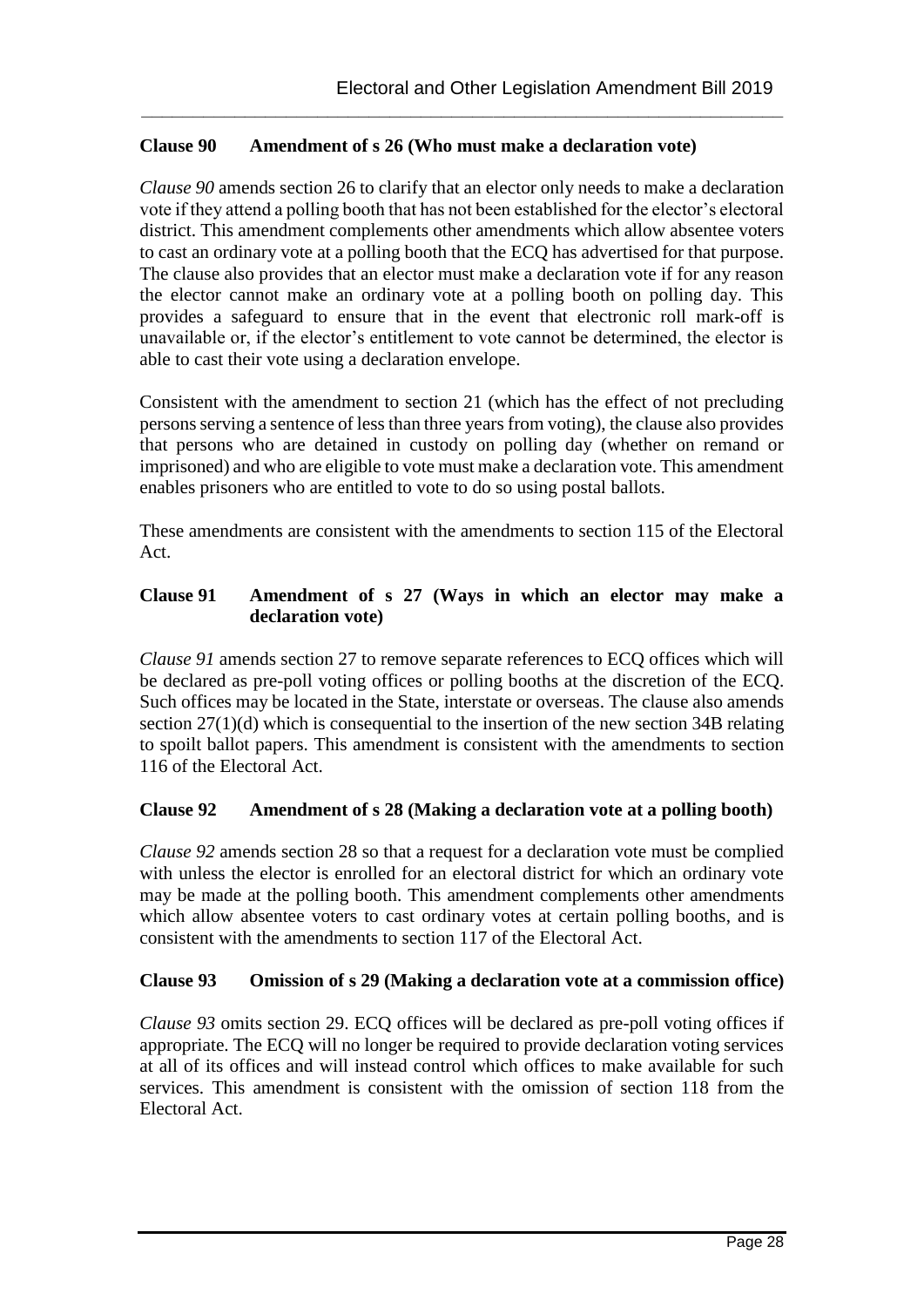### Clause 90 Amendment of s 26 (Who must make a declaration vote)

*Clause 90* amends section 26 to clarify that an elector only needs to make a declaration vote if they attend a polling booth that has not been established for the elector's electoral district. This amendment complements other amendments which allow absentee voters to cast an ordinary vote at a polling booth that the ECQ has advertised for that purpose. The clause also provides that an elector must make a declaration vote if for any reason the elector cannot make an ordinary vote at a polling booth on polling day. This provides a safeguard to ensure that in the event that electronic roll mark-off is unavailable or, if the elector's entitlement to vote cannot be determined, the elector is able to cast their vote using a declaration envelope.

Consistent with the amendment to section 21 (which has the effect of not precluding persons serving a sentence of less than three years from voting), the clause also provides that persons who are detained in custody on polling day (whether on remand or imprisoned) and who are eligible to vote must make a declaration vote. This amendment enables prisoners who are entitled to vote to do so using postal ballots.

These amendments are consistent with the amendments to section 115 of the Electoral Act.

### Clause 91 Amendment of s 27 (Ways in which an elector may make a declaration vote)

*Clause 91* amends section 27 to remove separate references to ECQ offices which will be declared as pre-poll voting offices or polling booths at the discretion of the ECQ. Such offices may be located in the State, interstate or overseas. The clause also amends section 27(1)(d) which is consequential to the insertion of the new section 34B relating to spoilt ballot papers. This amendment is consistent with the amendments to section 116 of the Electoral Act.

### Clause 92 Amendment of s 28 (Making a declaration vote at a polling booth)

*Clause 92* amends section 28 so that a request for a declaration vote must be complied with unless the elector is enrolled for an electoral district for which an ordinary vote may be made at the polling booth. This amendment complements other amendments which allow absentee voters to cast ordinary votes at certain polling booths, and is consistent with the amendments to section 117 of the Electoral Act.

### Clause 93 Omission of s 29 (Making a declaration vote at a commission office)

*Clause 93* omits section 29. ECQ offices will be declared as pre-poll voting offices if appropriate. The ECQ will no longer be required to provide declaration voting services at all of its offices and will instead control which offices to make available for such services. This amendment is consistent with the omission of section 118 from the Electoral Act.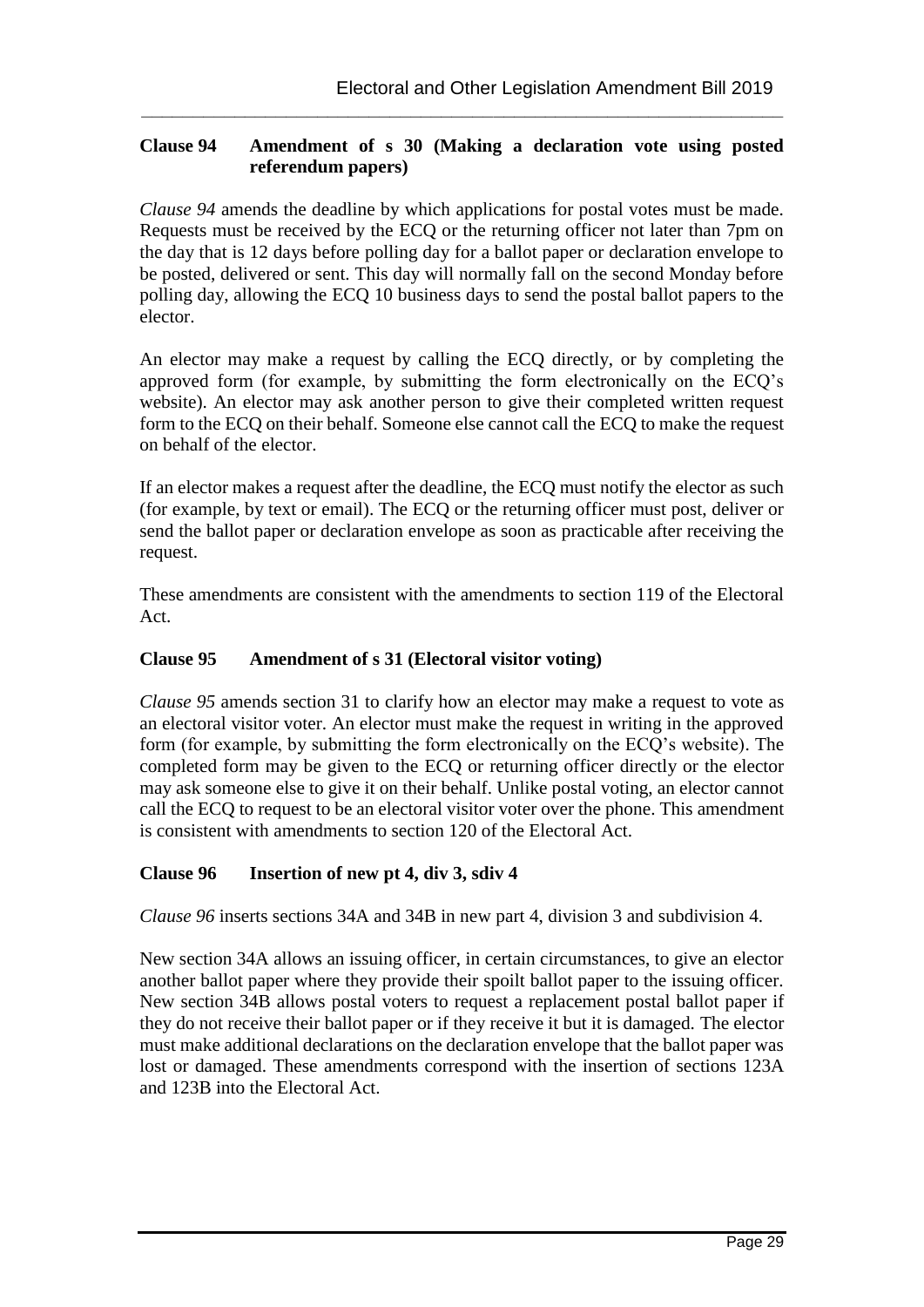**Clause 94 Amendment of s 30 (Making a declaration vote using posted referendum papers)**

*Clause 94* amends the deadline by which applications for postal votes must be made. Requests must be received by the ECQ or the returning officer not later than 7pm on the day that is 12 days before polling day for a ballot paper or declaration envelope to be posted, delivered or sent. This day will normally fall on the second Monday before polling day, allowing the ECQ 10 business days to send the postal ballot papers to the elector.

An elector may make a request by calling the ECQ directly, or by completing the approved form (for example, by submitting the form electronically on the ECQ's website). An elector may ask another person to give their completed written request form to the ECQ on their behalf. Someone else cannot call the ECQ to make the request on behalf of the elector.

If an elector makes a request after the deadline, the ECQ must notify the elector as such (for example, by text or email). The ECQ or the returning officer must post, deliver or send the ballot paper or declaration envelope as soon as practicable after receiving the request.

These amendments are consistent with the amendments to section 119 of the Electoral Act.

**Clause 95 Amendment of s 31 (Electoral visitor voting)**

*Clause 95* amends section 31 to clarify how an elector may make a request to vote as an electoral visitor voter. An elector must make the request in writing in the approved form (for example, by submitting the form electronically on the ECQ's website). The completed form may be given to the ECQ or returning officer directly or the elector may ask someone else to give it on their behalf. Unlike postal voting, an elector cannot call the ECQ to request to be an electoral visitor voter over the phone. This amendment is consistent with amendments to section 120 of the Electoral Act.

**Clause 96 Insertion of new pt 4, div 3, sdiv 4**

*Clause 96* inserts sections 34A and 34B in new part 4, division 3 and subdivision 4.

New section 34A allows an issuing officer, in certain circumstances, to give an elector another ballot paper where they provide their spoilt ballot paper to the issuing officer. New section 34B allows postal voters to request a replacement postal ballot paper if they do not receive their ballot paper or if they receive it but it is damaged. The elector must make additional declarations on the declaration envelope that the ballot paper was lost or damaged. These amendments correspond with the insertion of sections 123A and 123B into the Electoral Act.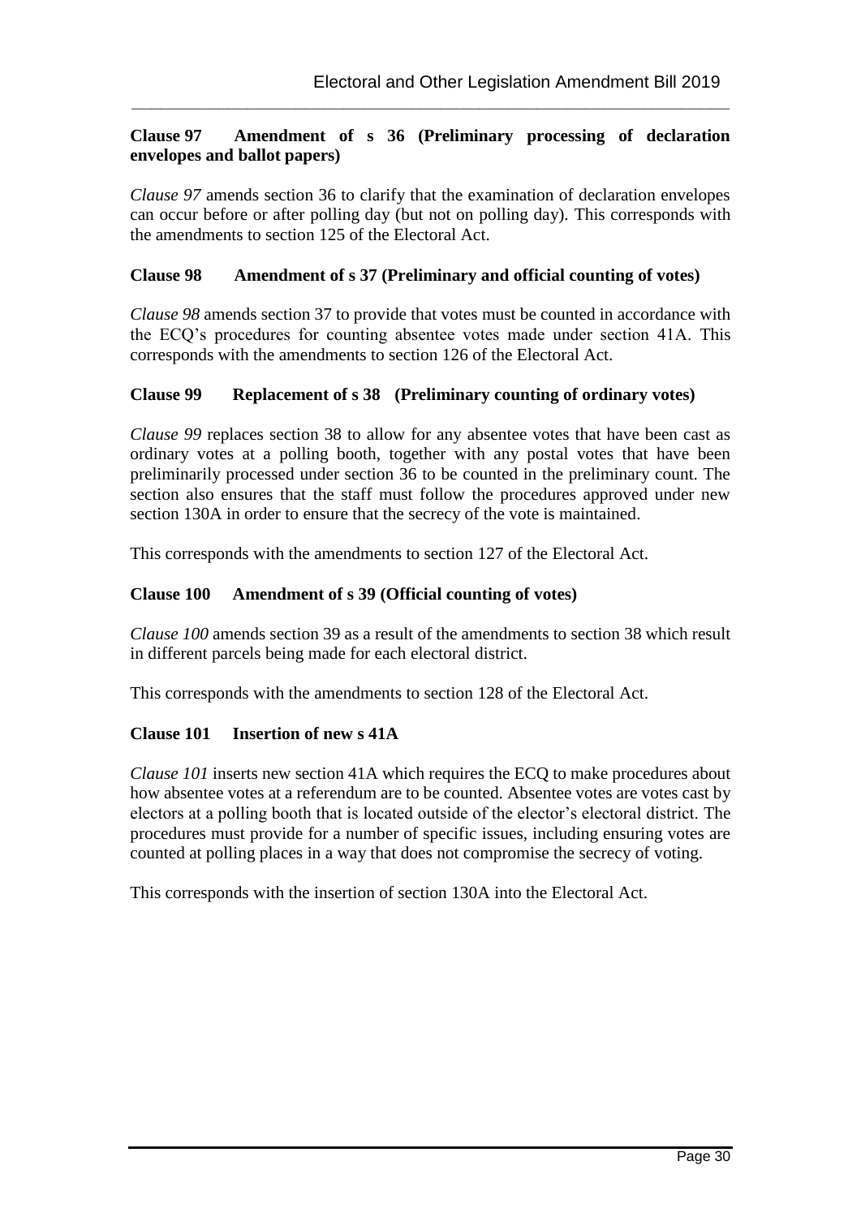### Clause 97 Amendment of s 36 (Preliminary processing of declaration envelopes and ballot papers)

*Clause 97* amends section 36 to clarify that the examination of declaration envelopes can occur before or after polling day (but not on polling day). This corresponds with the amendments to section 125 of the Electoral Act.

### Clause 98 Amendment of s 37 (Preliminary and official counting of votes)

*Clause 98* amends section 37 to provide that votes must be counted in accordance with the ECQ's procedures for counting absentee votes made under section 41A. This corresponds with the amendments to section 126 of the Electoral Act.

### Clause 99 Replacement of s 38 (Preliminary counting of ordinary votes)

*Clause 99* replaces section 38 to allow for any absentee votes that have been cast as ordinary votes at a polling booth, together with any postal votes that have been preliminarily processed under section 36 to be counted in the preliminary count. The section also ensures that the staff must follow the procedures approved under new section 130A in order to ensure that the secrecy of the vote is maintained.

This corresponds with the amendments to section 127 of the Electoral Act.

### Clause 100 Amendment of s 39 (Official counting of votes)

*Clause 100* amends section 39 as a result of the amendments to section 38 which result in different parcels being made for each electoral district.

This corresponds with the amendments to section 128 of the Electoral Act.

### Clause 101 Insertion of new s 41A

*Clause 101* inserts new section 41A which requires the ECQ to make procedures about how absentee votes at a referendum are to be counted. Absentee votes are votes cast by electors at a polling booth that is located outside of the elector's electoral district. The procedures must provide for a number of specific issues, including ensuring votes are counted at polling places in a way that does not compromise the secrecy of voting.

This corresponds with the insertion of section 130A into the Electoral Act.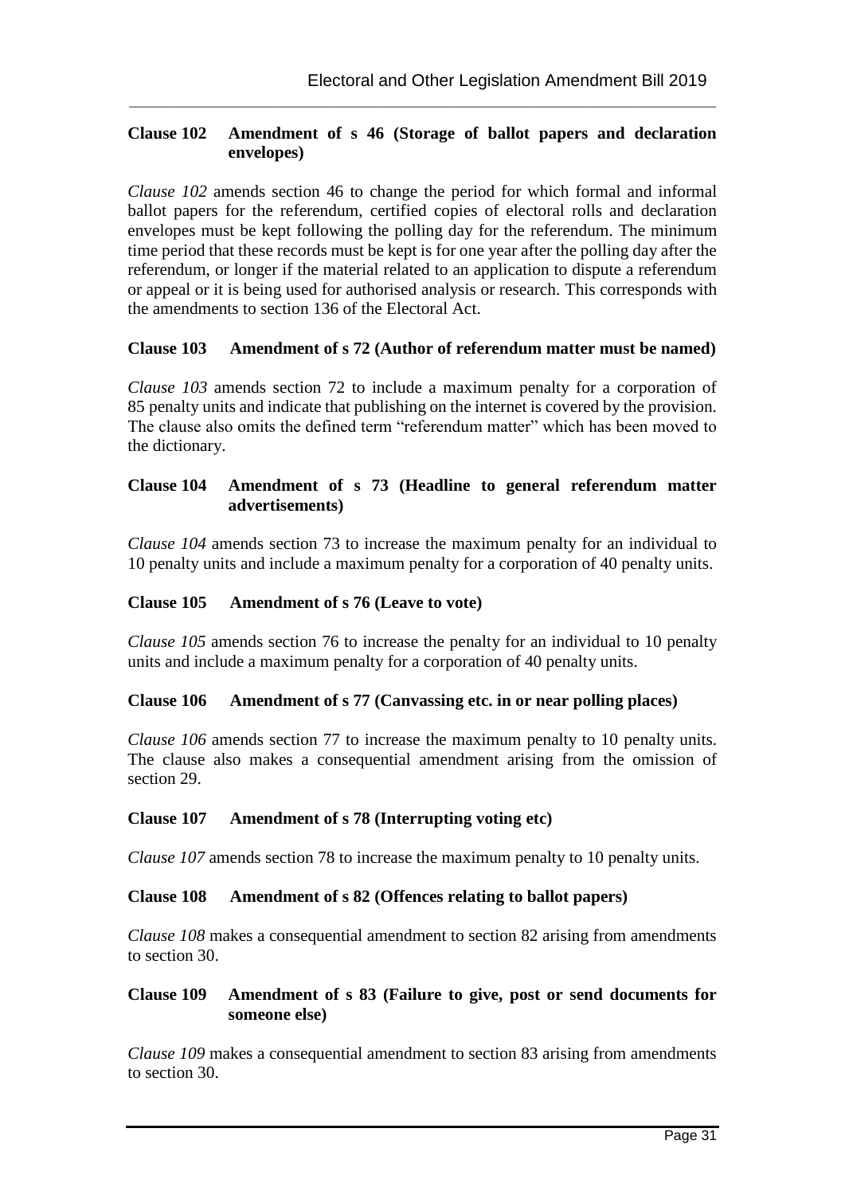### Clause 102 Amendment of s 46 (Storage of ballot papers and declaration envelopes)

*Clause 102* amends section 46 to change the period for which formal and informal ballot papers for the referendum, certified copies of electoral rolls and declaration envelopes must be kept following the polling day for the referendum. The minimum time period that these records must be kept is for one year after the polling day after the referendum, or longer if the material related to an application to dispute a referendum or appeal or it is being used for authorised analysis or research. This corresponds with the amendments to section 136 of the Electoral Act.

### Clause 103 Amendment of s 72 (Author of referendum matter must be named)

*Clause 103* amends section 72 to include a maximum penalty for a corporation of 85 penalty units and indicate that publishing on the internet is covered by the provision. The clause also omits the defined term "referendum matter" which has been moved to the dictionary.

### Clause 104 Amendment of s 73 (Headline to general referendum matter advertisements)

*Clause 104* amends section 73 to increase the maximum penalty for an individual to 10 penalty units and include a maximum penalty for a corporation of 40 penalty units.

### Clause 105 Amendment of s 76 (Leave to vote)

*Clause 105* amends section 76 to increase the penalty for an individual to 10 penalty units and include a maximum penalty for a corporation of 40 penalty units.

### Clause 106 Amendment of s 77 (Canvassing etc. in or near polling places)

*Clause 106* amends section 77 to increase the maximum penalty to 10 penalty units. The clause also makes a consequential amendment arising from the omission of section 29.

### Clause 107 Amendment of s 78 (Interrupting voting etc)

*Clause 107* amends section 78 to increase the maximum penalty to 10 penalty units.

### Clause 108 Amendment of s 82 (Offences relating to ballot papers)

*Clause 108* makes a consequential amendment to section 82 arising from amendments to section 30.

### Clause 109 Amendment of s 83 (Failure to give, post or send documents for someone else)

*Clause 109* makes a consequential amendment to section 83 arising from amendments to section 30.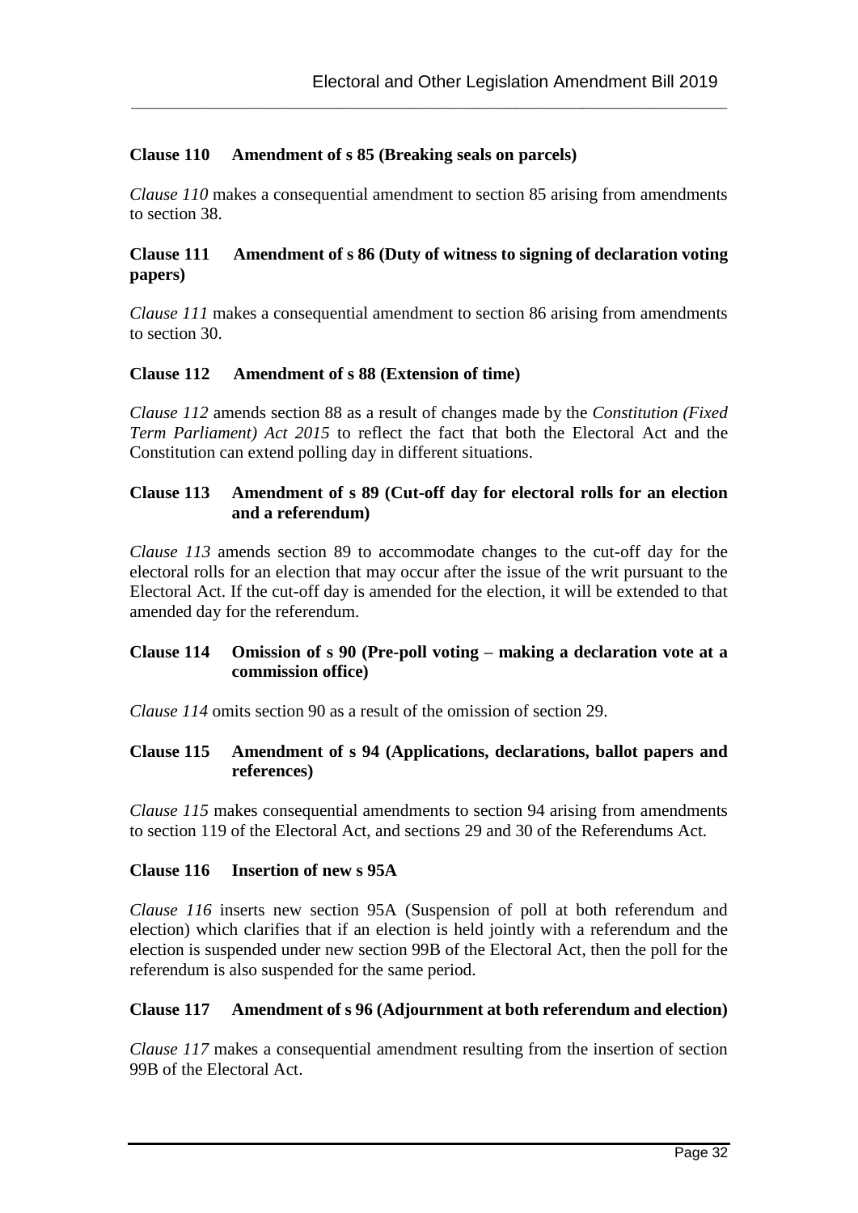**Clause 110 Amendment of s 85 (Breaking seals on parcels)**

*Clause 110* makes a consequential amendment to section 85 arising from amendments to section 38.

**Clause 111 Amendment of s 86 (Duty of witness to signing of declaration voting papers)**

*Clause 111* makes a consequential amendment to section 86 arising from amendments to section 30.

**Clause 112 Amendment of s 88 (Extension of time)**

*Clause 112* amends section 88 as a result of changes made by the *Constitution (Fixed Term Parliament) Act 2015* to reflect the fact that both the Electoral Act and the Constitution can extend polling day in different situations.

**Clause 113 Amendment of s 89 (Cut-off day for electoral rolls for an election and a referendum)**

*Clause 113* amends section 89 to accommodate changes to the cut-off day for the electoral rolls for an election that may occur after the issue of the writ pursuant to the Electoral Act. If the cut-off day is amended for the election, it will be extended to that amended day for the referendum.

**Clause 114 Omission of s 90 (Pre-poll voting – making a declaration vote at a commission office)**

*Clause 114* omits section 90 as a result of the omission of section 29.

**Clause 115 Amendment of s 94 (Applications, declarations, ballot papers and references)**

*Clause 115* makes consequential amendments to section 94 arising from amendments to section 119 of the Electoral Act, and sections 29 and 30 of the Referendums Act.

**Clause 116 Insertion of new s 95A**

*Clause 116* inserts new section 95A (Suspension of poll at both referendum and election) which clarifies that if an election is held jointly with a referendum and the election is suspended under new section 99B of the Electoral Act, then the poll for the referendum is also suspended for the same period.

**Clause 117 Amendment of s 96 (Adjournment at both referendum and election)**

*Clause 117* makes a consequential amendment resulting from the insertion of section 99B of the Electoral Act.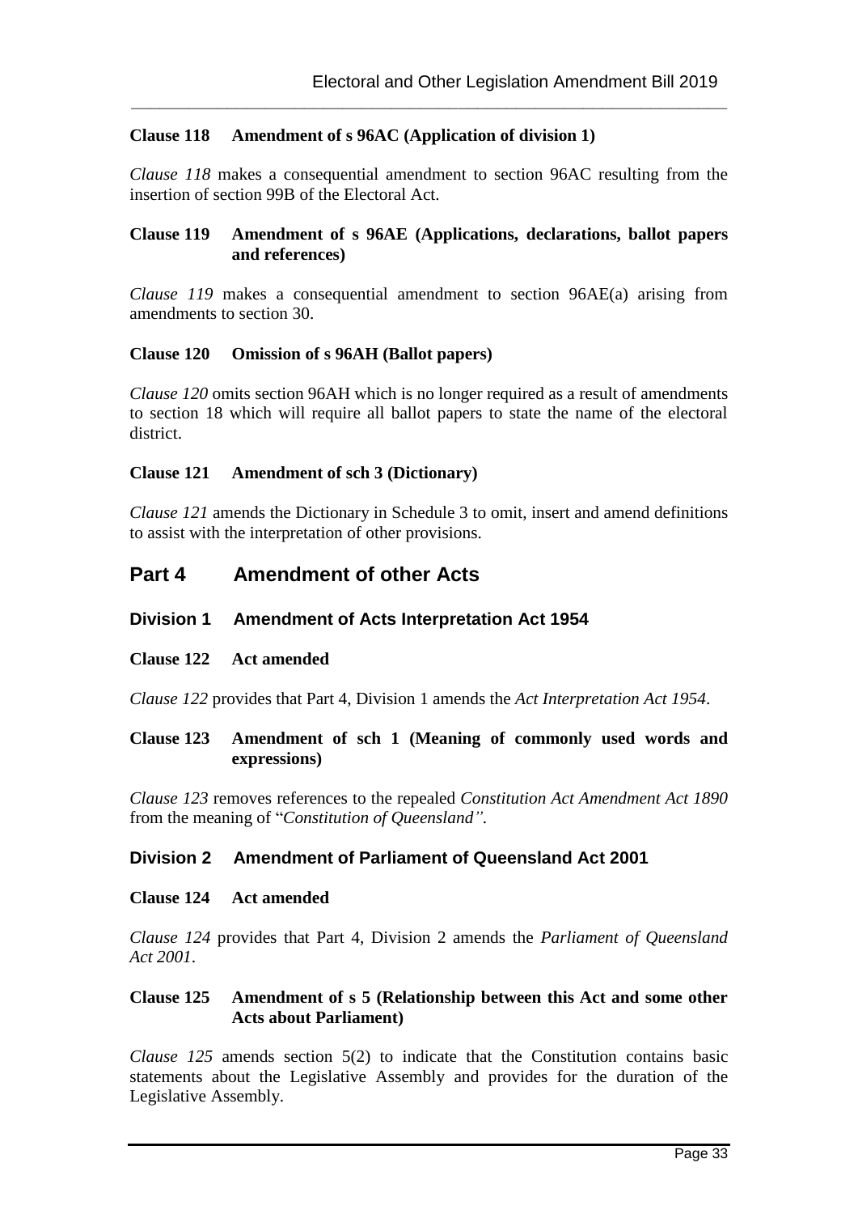#### Clause 118 Amendment of s 96AC (Application of division 1)

*Clause 118* makes a consequential amendment to section 96AC resulting from the insertion of section 99B of the Electoral Act.

#### Clause 119 Amendment of s 96AE (Applications, declarations, ballot papers and references)

*Clause 119* makes a consequential amendment to section 96AE(a) arising from amendments to section 30.

#### Clause 120 Omission of s 96AH (Ballot papers)

*Clause 120* omits section 96AH which is no longer required as a result of amendments to section 18 which will require all ballot papers to state the name of the electoral district.

#### Clause 121 Amendment of sch 3 (Dictionary)

*Clause 121* amends the Dictionary in Schedule 3 to omit, insert and amend definitions to assist with the interpretation of other provisions.

## Part 4 Amendment of other Acts

### Division 1 Amendment of Acts Interpretation Act 1954

#### Clause 122 Act amended

*Clause 122* provides that Part 4, Division 1 amends the *Act Interpretation Act 1954*.

#### Clause 123 Amendment of sch 1 (Meaning of commonly used words and expressions)

*Clause 123* removes references to the repealed *Constitution Act Amendment Act 1890* from the meaning of "*Constitution of Queensland"*.

### Division 2 Amendment of Parliament of Queensland Act 2001

#### Clause 124 Act amended

*Clause 124* provides that Part 4, Division 2 amends the *Parliament of Queensland Act 2001*.

#### Clause 125 Amendment of s 5 (Relationship between this Act and some other Acts about Parliament)

*Clause 125* amends section 5(2) to indicate that the Constitution contains basic statements about the Legislative Assembly and provides for the duration of the Legislative Assembly.